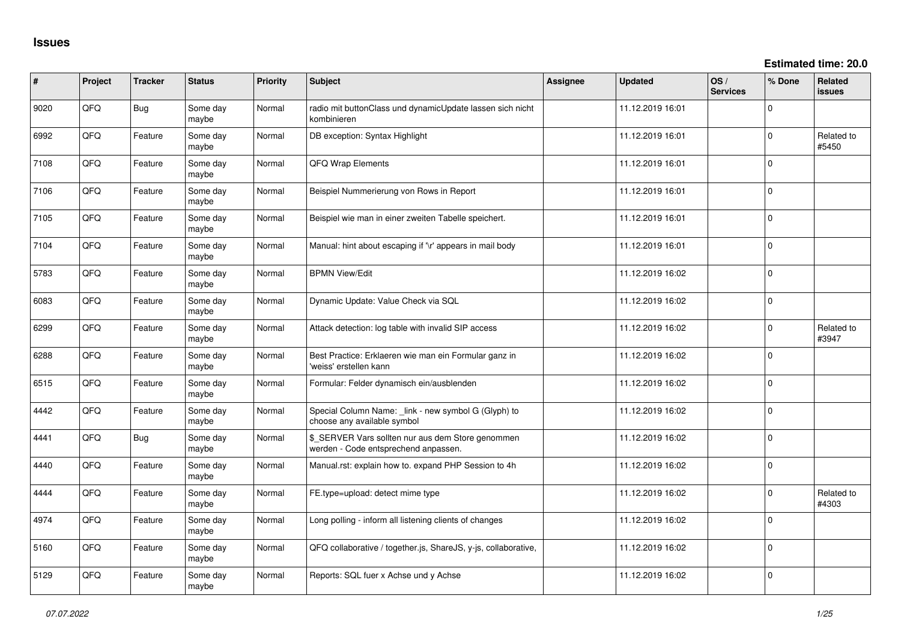# Issues

**Estimated time: 20.0**

| # | Project | Tracker | Status | Priority | Subject | Assignee | Updated | OS / Services | % Done | Related issues |
|---|---|---|---|---|---|---|---|---|---|---|
| 9020 | QFQ | Bug | Some day maybe | Normal | radio mit buttonClass und dynamicUpdate lassen sich nicht kombinieren | | 11.12.2019 16:01 | | 0 | |
| 6992 | QFQ | Feature | Some day maybe | Normal | DB exception: Syntax Highlight | | 11.12.2019 16:01 | | 0 | Related to #5450 |
| 7108 | QFQ | Feature | Some day maybe | Normal | QFQ Wrap Elements | | 11.12.2019 16:01 | | 0 | |
| 7106 | QFQ | Feature | Some day maybe | Normal | Beispiel Nummerierung von Rows in Report | | 11.12.2019 16:01 | | 0 | |
| 7105 | QFQ | Feature | Some day maybe | Normal | Beispiel wie man in einer zweiten Tabelle speichert. | | 11.12.2019 16:01 | | 0 | |
| 7104 | QFQ | Feature | Some day maybe | Normal | Manual: hint about escaping if '\r' appears in mail body | | 11.12.2019 16:01 | | 0 | |
| 5783 | QFQ | Feature | Some day maybe | Normal | BPMN View/Edit | | 11.12.2019 16:02 | | 0 | |
| 6083 | QFQ | Feature | Some day maybe | Normal | Dynamic Update: Value Check via SQL | | 11.12.2019 16:02 | | 0 | |
| 6299 | QFQ | Feature | Some day maybe | Normal | Attack detection: log table with invalid SIP access | | 11.12.2019 16:02 | | 0 | Related to #3947 |
| 6288 | QFQ | Feature | Some day maybe | Normal | Best Practice: Erklaeren wie man ein Formular ganz in 'weiss' erstellen kann | | 11.12.2019 16:02 | | 0 | |
| 6515 | QFQ | Feature | Some day maybe | Normal | Formular: Felder dynamisch ein/ausblenden | | 11.12.2019 16:02 | | 0 | |
| 4442 | QFQ | Feature | Some day maybe | Normal | Special Column Name: _link - new symbol G (Glyph) to choose any available symbol | | 11.12.2019 16:02 | | 0 | |
| 4441 | QFQ | Bug | Some day maybe | Normal | $_SERVER Vars sollten nur aus dem Store genommen werden - Code entsprechend anpassen. | | 11.12.2019 16:02 | | 0 | |
| 4440 | QFQ | Feature | Some day maybe | Normal | Manual.rst: explain how to. expand PHP Session to 4h | | 11.12.2019 16:02 | | 0 | |
| 4444 | QFQ | Feature | Some day maybe | Normal | FE.type=upload: detect mime type | | 11.12.2019 16:02 | | 0 | Related to #4303 |
| 4974 | QFQ | Feature | Some day maybe | Normal | Long polling - inform all listening clients of changes | | 11.12.2019 16:02 | | 0 | |
| 5160 | QFQ | Feature | Some day maybe | Normal | QFQ collaborative / together.js, ShareJS, y-js, collaborative, | | 11.12.2019 16:02 | | 0 | |
| 5129 | QFQ | Feature | Some day maybe | Normal | Reports: SQL fuer x Achse und y Achse | | 11.12.2019 16:02 | | 0 | |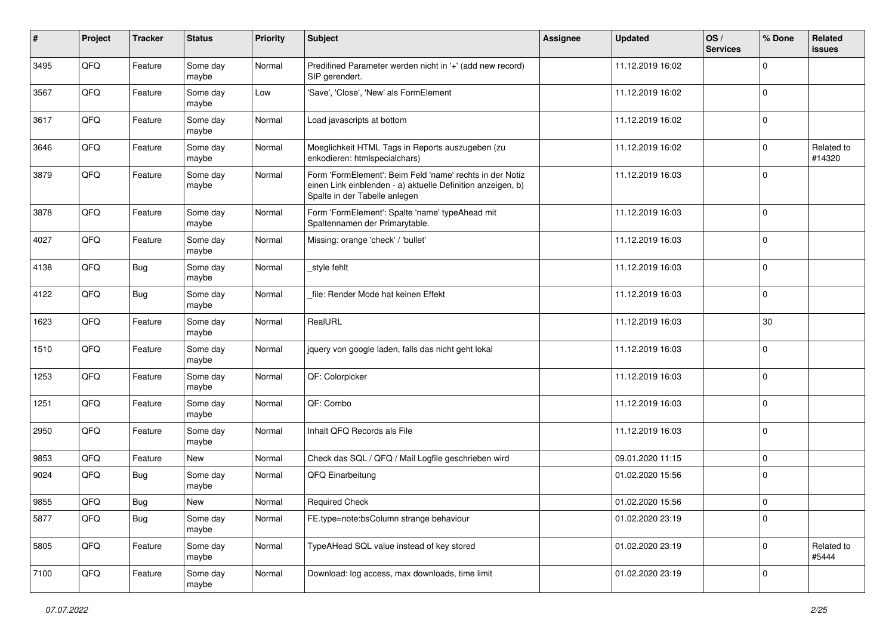| # | Project | Tracker | Status | Priority | Subject | Assignee | Updated | OS / Services | % Done | Related issues |
|---|---|---|---|---|---|---|---|---|---|---|
| 3495 | QFQ | Feature | Some day maybe | Normal | Predifined Parameter werden nicht in '+' (add new record) SIP gerendert. | | 11.12.2019 16:02 | | 0 | |
| 3567 | QFQ | Feature | Some day maybe | Low | 'Save', 'Close', 'New' als FormElement | | 11.12.2019 16:02 | | 0 | |
| 3617 | QFQ | Feature | Some day maybe | Normal | Load javascripts at bottom | | 11.12.2019 16:02 | | 0 | |
| 3646 | QFQ | Feature | Some day maybe | Normal | Moeglichkeit HTML Tags in Reports auszugeben (zu enkodieren: htmlspecialchars) | | 11.12.2019 16:02 | | 0 | Related to #14320 |
| 3879 | QFQ | Feature | Some day maybe | Normal | Form 'FormElement': Beim Feld 'name' rechts in der Notiz einen Link einblenden - a) aktuelle Definition anzeigen, b) Spalte in der Tabelle anlegen | | 11.12.2019 16:03 | | 0 | |
| 3878 | QFQ | Feature | Some day maybe | Normal | Form 'FormElement': Spalte 'name' typeAhead mit Spaltennamen der Primarytable. | | 11.12.2019 16:03 | | 0 | |
| 4027 | QFQ | Feature | Some day maybe | Normal | Missing: orange 'check' / 'bullet' | | 11.12.2019 16:03 | | 0 | |
| 4138 | QFQ | Bug | Some day maybe | Normal | _style fehlt | | 11.12.2019 16:03 | | 0 | |
| 4122 | QFQ | Bug | Some day maybe | Normal | _file: Render Mode hat keinen Effekt | | 11.12.2019 16:03 | | 0 | |
| 1623 | QFQ | Feature | Some day maybe | Normal | RealURL | | 11.12.2019 16:03 | | 30 | |
| 1510 | QFQ | Feature | Some day maybe | Normal | jquery von google laden, falls das nicht geht lokal | | 11.12.2019 16:03 | | 0 | |
| 1253 | QFQ | Feature | Some day maybe | Normal | QF: Colorpicker | | 11.12.2019 16:03 | | 0 | |
| 1251 | QFQ | Feature | Some day maybe | Normal | QF: Combo | | 11.12.2019 16:03 | | 0 | |
| 2950 | QFQ | Feature | Some day maybe | Normal | Inhalt QFQ Records als File | | 11.12.2019 16:03 | | 0 | |
| 9853 | QFQ | Feature | New | Normal | Check das SQL / QFQ / Mail Logfile geschrieben wird | | 09.01.2020 11:15 | | 0 | |
| 9024 | QFQ | Bug | Some day maybe | Normal | QFQ Einarbeitung | | 01.02.2020 15:56 | | 0 | |
| 9855 | QFQ | Bug | New | Normal | Required Check | | 01.02.2020 15:56 | | 0 | |
| 5877 | QFQ | Bug | Some day maybe | Normal | FE.type=note:bsColumn strange behaviour | | 01.02.2020 23:19 | | 0 | |
| 5805 | QFQ | Feature | Some day maybe | Normal | TypeAHead SQL value instead of key stored | | 01.02.2020 23:19 | | 0 | Related to #5444 |
| 7100 | QFQ | Feature | Some day maybe | Normal | Download: log access, max downloads, time limit | | 01.02.2020 23:19 | | 0 | |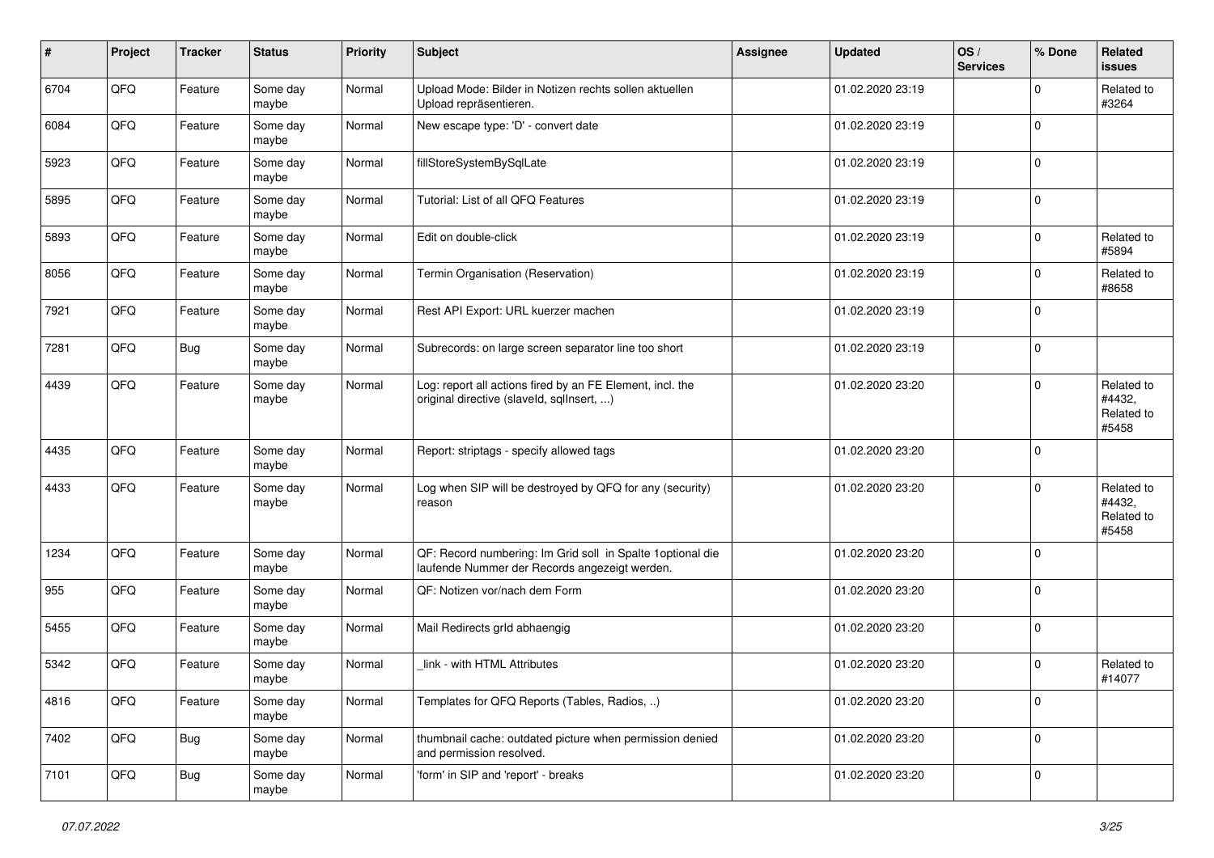| # | Project | Tracker | Status | Priority | Subject | Assignee | Updated | OS / Services | % Done | Related issues |
|---|---|---|---|---|---|---|---|---|---|---|
| 6704 | QFQ | Feature | Some day maybe | Normal | Upload Mode: Bilder in Notizen rechts sollen aktuellen Upload repräsentieren. | | 01.02.2020 23:19 | | 0 | Related to #3264 |
| 6084 | QFQ | Feature | Some day maybe | Normal | New escape type: 'D' - convert date | | 01.02.2020 23:19 | | 0 | |
| 5923 | QFQ | Feature | Some day maybe | Normal | fillStoreSystemBySqlLate | | 01.02.2020 23:19 | | 0 | |
| 5895 | QFQ | Feature | Some day maybe | Normal | Tutorial: List of all QFQ Features | | 01.02.2020 23:19 | | 0 | |
| 5893 | QFQ | Feature | Some day maybe | Normal | Edit on double-click | | 01.02.2020 23:19 | | 0 | Related to #5894 |
| 8056 | QFQ | Feature | Some day maybe | Normal | Termin Organisation (Reservation) | | 01.02.2020 23:19 | | 0 | Related to #8658 |
| 7921 | QFQ | Feature | Some day maybe | Normal | Rest API Export: URL kuerzer machen | | 01.02.2020 23:19 | | 0 | |
| 7281 | QFQ | Bug | Some day maybe | Normal | Subrecords: on large screen separator line too short | | 01.02.2020 23:19 | | 0 | |
| 4439 | QFQ | Feature | Some day maybe | Normal | Log: report all actions fired by an FE Element, incl. the original directive (slaveId, sqlInsert, ...) | | 01.02.2020 23:20 | | 0 | Related to #4432, Related to #5458 |
| 4435 | QFQ | Feature | Some day maybe | Normal | Report: striptags - specify allowed tags | | 01.02.2020 23:20 | | 0 | |
| 4433 | QFQ | Feature | Some day maybe | Normal | Log when SIP will be destroyed by QFQ for any (security) reason | | 01.02.2020 23:20 | | 0 | Related to #4432, Related to #5458 |
| 1234 | QFQ | Feature | Some day maybe | Normal | QF: Record numbering: Im Grid soll in Spalte 1optional die laufende Nummer der Records angezeigt werden. | | 01.02.2020 23:20 | | 0 | |
| 955 | QFQ | Feature | Some day maybe | Normal | QF: Notizen vor/nach dem Form | | 01.02.2020 23:20 | | 0 | |
| 5455 | QFQ | Feature | Some day maybe | Normal | Mail Redirects grId abhaengig | | 01.02.2020 23:20 | | 0 | |
| 5342 | QFQ | Feature | Some day maybe | Normal | _link - with HTML Attributes | | 01.02.2020 23:20 | | 0 | Related to #14077 |
| 4816 | QFQ | Feature | Some day maybe | Normal | Templates for QFQ Reports (Tables, Radios, ..) | | 01.02.2020 23:20 | | 0 | |
| 7402 | QFQ | Bug | Some day maybe | Normal | thumbnail cache: outdated picture when permission denied and permission resolved. | | 01.02.2020 23:20 | | 0 | |
| 7101 | QFQ | Bug | Some day maybe | Normal | 'form' in SIP and 'report' - breaks | | 01.02.2020 23:20 | | 0 | |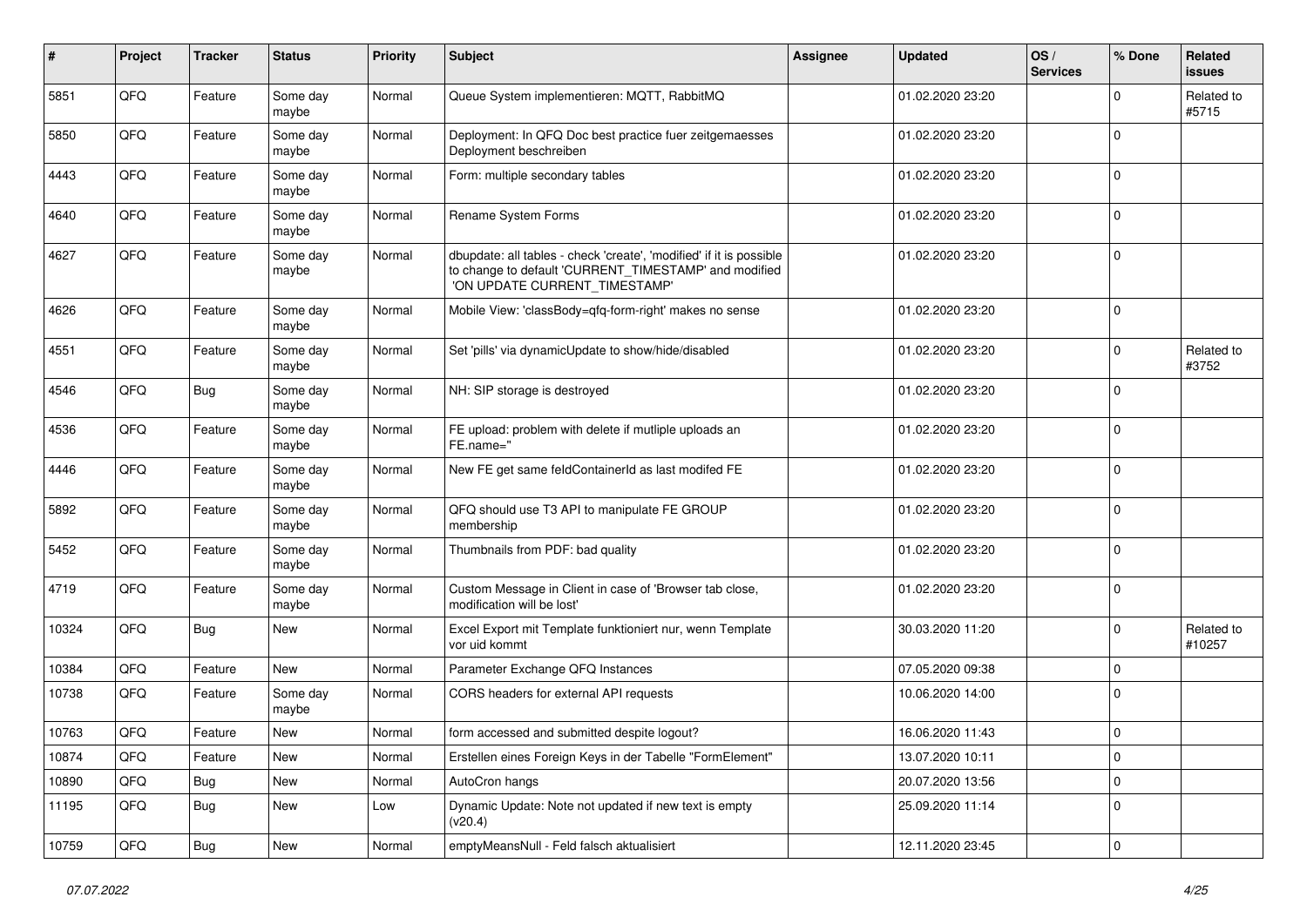| # | Project | Tracker | Status | Priority | Subject | Assignee | Updated | OS / Services | % Done | Related issues |
|---|---|---|---|---|---|---|---|---|---|---|
| 5851 | QFQ | Feature | Some day maybe | Normal | Queue System implementieren: MQTT, RabbitMQ | | 01.02.2020 23:20 | | 0 | Related to #5715 |
| 5850 | QFQ | Feature | Some day maybe | Normal | Deployment: In QFQ Doc best practice fuer zeitgemaesses Deployment beschreiben | | 01.02.2020 23:20 | | 0 | |
| 4443 | QFQ | Feature | Some day maybe | Normal | Form: multiple secondary tables | | 01.02.2020 23:20 | | 0 | |
| 4640 | QFQ | Feature | Some day maybe | Normal | Rename System Forms | | 01.02.2020 23:20 | | 0 | |
| 4627 | QFQ | Feature | Some day maybe | Normal | dbupdate: all tables - check 'create', 'modified' if it is possible to change to default 'CURRENT_TIMESTAMP' and modified 'ON UPDATE CURRENT_TIMESTAMP' | | 01.02.2020 23:20 | | 0 | |
| 4626 | QFQ | Feature | Some day maybe | Normal | Mobile View: 'classBody=qfq-form-right' makes no sense | | 01.02.2020 23:20 | | 0 | |
| 4551 | QFQ | Feature | Some day maybe | Normal | Set 'pills' via dynamicUpdate to show/hide/disabled | | 01.02.2020 23:20 | | 0 | Related to #3752 |
| 4546 | QFQ | Bug | Some day maybe | Normal | NH: SIP storage is destroyed | | 01.02.2020 23:20 | | 0 | |
| 4536 | QFQ | Feature | Some day maybe | Normal | FE upload: problem with delete if mutliple uploads an FE.name=" | | 01.02.2020 23:20 | | 0 | |
| 4446 | QFQ | Feature | Some day maybe | Normal | New FE get same feldContainerId as last modifed FE | | 01.02.2020 23:20 | | 0 | |
| 5892 | QFQ | Feature | Some day maybe | Normal | QFQ should use T3 API to manipulate FE GROUP membership | | 01.02.2020 23:20 | | 0 | |
| 5452 | QFQ | Feature | Some day maybe | Normal | Thumbnails from PDF: bad quality | | 01.02.2020 23:20 | | 0 | |
| 4719 | QFQ | Feature | Some day maybe | Normal | Custom Message in Client in case of 'Browser tab close, modification will be lost' | | 01.02.2020 23:20 | | 0 | |
| 10324 | QFQ | Bug | New | Normal | Excel Export mit Template funktioniert nur, wenn Template vor uid kommt | | 30.03.2020 11:20 | | 0 | Related to #10257 |
| 10384 | QFQ | Feature | New | Normal | Parameter Exchange QFQ Instances | | 07.05.2020 09:38 | | 0 | |
| 10738 | QFQ | Feature | Some day maybe | Normal | CORS headers for external API requests | | 10.06.2020 14:00 | | 0 | |
| 10763 | QFQ | Feature | New | Normal | form accessed and submitted despite logout? | | 16.06.2020 11:43 | | 0 | |
| 10874 | QFQ | Feature | New | Normal | Erstellen eines Foreign Keys in der Tabelle "FormElement" | | 13.07.2020 10:11 | | 0 | |
| 10890 | QFQ | Bug | New | Normal | AutoCron hangs | | 20.07.2020 13:56 | | 0 | |
| 11195 | QFQ | Bug | New | Low | Dynamic Update: Note not updated if new text is empty (v20.4) | | 25.09.2020 11:14 | | 0 | |
| 10759 | QFQ | Bug | New | Normal | emptyMeansNull - Feld falsch aktualisiert | | 12.11.2020 23:45 | | 0 | |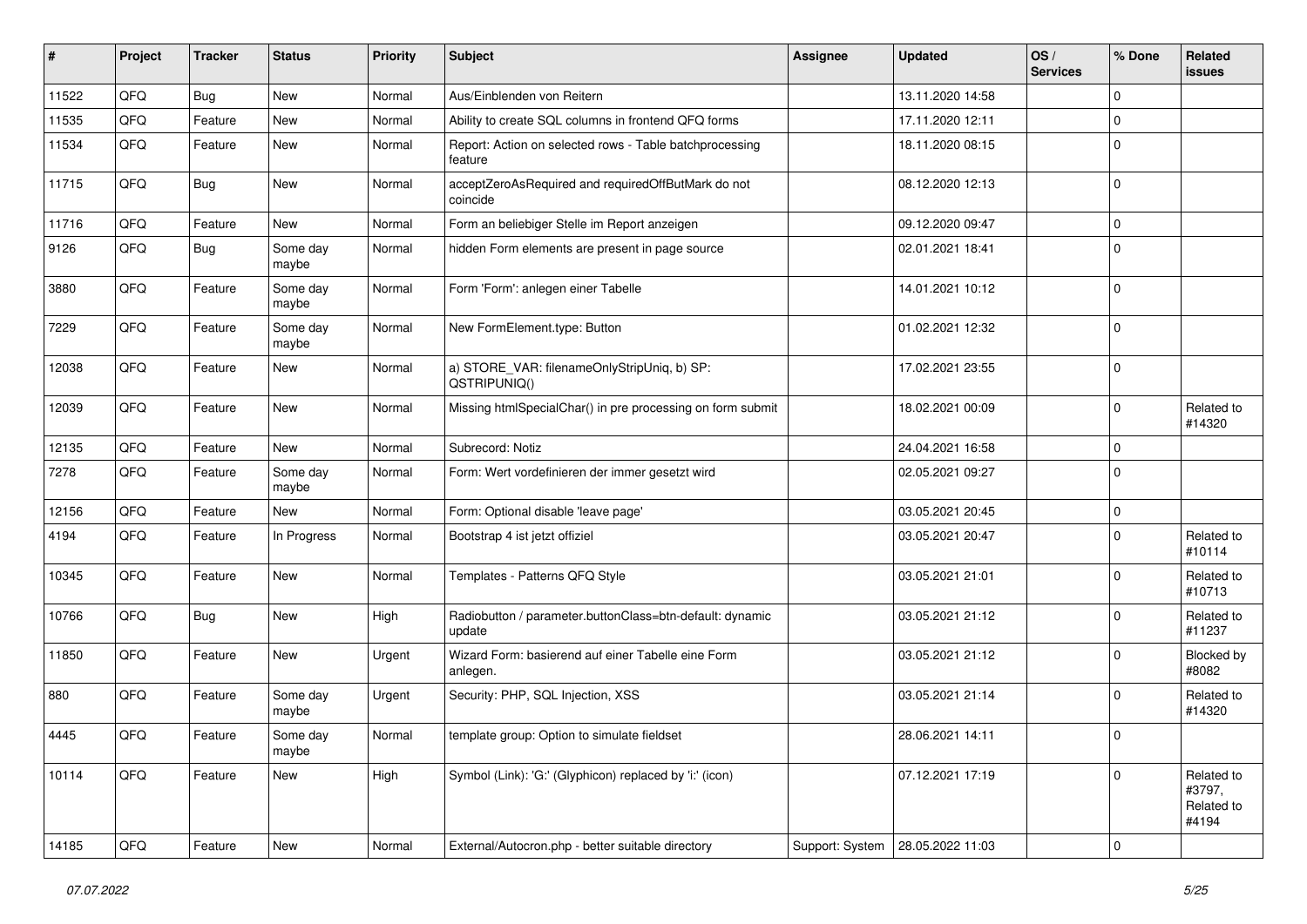| # | Project | Tracker | Status | Priority | Subject | Assignee | Updated | OS / Services | % Done | Related issues |
|---|---|---|---|---|---|---|---|---|---|---|
| 11522 | QFQ | Bug | New | Normal | Aus/Einblenden von Reitern | | 13.11.2020 14:58 | | 0 | |
| 11535 | QFQ | Feature | New | Normal | Ability to create SQL columns in frontend QFQ forms | | 17.11.2020 12:11 | | 0 | |
| 11534 | QFQ | Feature | New | Normal | Report: Action on selected rows - Table batchprocessing feature | | 18.11.2020 08:15 | | 0 | |
| 11715 | QFQ | Bug | New | Normal | acceptZeroAsRequired and requiredOffButMark do not coincide | | 08.12.2020 12:13 | | 0 | |
| 11716 | QFQ | Feature | New | Normal | Form an beliebiger Stelle im Report anzeigen | | 09.12.2020 09:47 | | 0 | |
| 9126 | QFQ | Bug | Some day maybe | Normal | hidden Form elements are present in page source | | 02.01.2021 18:41 | | 0 | |
| 3880 | QFQ | Feature | Some day maybe | Normal | Form 'Form': anlegen einer Tabelle | | 14.01.2021 10:12 | | 0 | |
| 7229 | QFQ | Feature | Some day maybe | Normal | New FormElement.type: Button | | 01.02.2021 12:32 | | 0 | |
| 12038 | QFQ | Feature | New | Normal | a) STORE_VAR: filenameOnlyStripUniq, b) SP: QSTRIPUNIQ() | | 17.02.2021 23:55 | | 0 | |
| 12039 | QFQ | Feature | New | Normal | Missing htmlSpecialChar() in pre processing on form submit | | 18.02.2021 00:09 | | 0 | Related to #14320 |
| 12135 | QFQ | Feature | New | Normal | Subrecord: Notiz | | 24.04.2021 16:58 | | 0 | |
| 7278 | QFQ | Feature | Some day maybe | Normal | Form: Wert vordefinieren der immer gesetzt wird | | 02.05.2021 09:27 | | 0 | |
| 12156 | QFQ | Feature | New | Normal | Form: Optional disable 'leave page' | | 03.05.2021 20:45 | | 0 | |
| 4194 | QFQ | Feature | In Progress | Normal | Bootstrap 4 ist jetzt offiziel | | 03.05.2021 20:47 | | 0 | Related to #10114 |
| 10345 | QFQ | Feature | New | Normal | Templates - Patterns QFQ Style | | 03.05.2021 21:01 | | 0 | Related to #10713 |
| 10766 | QFQ | Bug | New | High | Radiobutton / parameter.buttonClass=btn-default: dynamic update | | 03.05.2021 21:12 | | 0 | Related to #11237 |
| 11850 | QFQ | Feature | New | Urgent | Wizard Form: basierend auf einer Tabelle eine Form anlegen. | | 03.05.2021 21:12 | | 0 | Blocked by #8082 |
| 880 | QFQ | Feature | Some day maybe | Urgent | Security: PHP, SQL Injection, XSS | | 03.05.2021 21:14 | | 0 | Related to #14320 |
| 4445 | QFQ | Feature | Some day maybe | Normal | template group: Option to simulate fieldset | | 28.06.2021 14:11 | | 0 | |
| 10114 | QFQ | Feature | New | High | Symbol (Link): 'G:' (Glyphicon) replaced by 'i:' (icon) | | 07.12.2021 17:19 | | 0 | Related to #3797, Related to #4194 |
| 14185 | QFQ | Feature | New | Normal | External/Autocron.php - better suitable directory | Support: System | 28.05.2022 11:03 | | 0 | |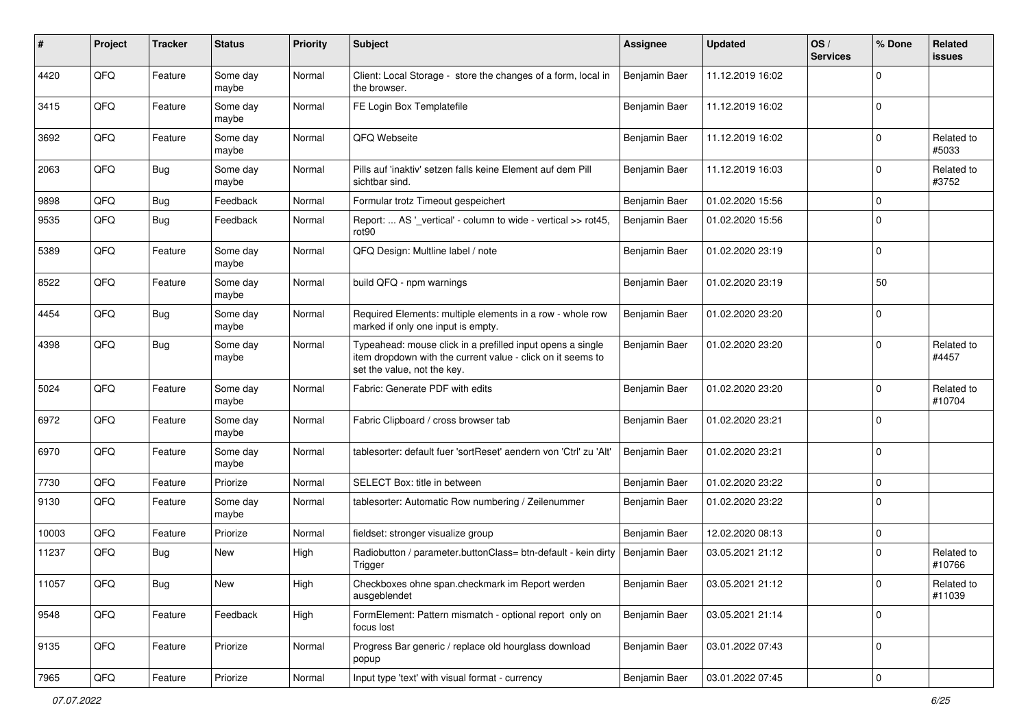| # | Project | Tracker | Status | Priority | Subject | Assignee | Updated | OS / Services | % Done | Related issues |
|---|---|---|---|---|---|---|---|---|---|---|
| 4420 | QFQ | Feature | Some day maybe | Normal | Client: Local Storage - store the changes of a form, local in the browser. | Benjamin Baer | 11.12.2019 16:02 | | 0 | |
| 3415 | QFQ | Feature | Some day maybe | Normal | FE Login Box Templatefile | Benjamin Baer | 11.12.2019 16:02 | | 0 | |
| 3692 | QFQ | Feature | Some day maybe | Normal | QFQ Webseite | Benjamin Baer | 11.12.2019 16:02 | | 0 | Related to #5033 |
| 2063 | QFQ | Bug | Some day maybe | Normal | Pills auf 'inaktiv' setzen falls keine Element auf dem Pill sichtbar sind. | Benjamin Baer | 11.12.2019 16:03 | | 0 | Related to #3752 |
| 9898 | QFQ | Bug | Feedback | Normal | Formular trotz Timeout gespeichert | Benjamin Baer | 01.02.2020 15:56 | | 0 | |
| 9535 | QFQ | Bug | Feedback | Normal | Report: ... AS '_vertical' - column to wide - vertical >> rot45, rot90 | Benjamin Baer | 01.02.2020 15:56 | | 0 | |
| 5389 | QFQ | Feature | Some day maybe | Normal | QFQ Design: Multline label / note | Benjamin Baer | 01.02.2020 23:19 | | 0 | |
| 8522 | QFQ | Feature | Some day maybe | Normal | build QFQ - npm warnings | Benjamin Baer | 01.02.2020 23:19 | | 50 | |
| 4454 | QFQ | Bug | Some day maybe | Normal | Required Elements: multiple elements in a row - whole row marked if only one input is empty. | Benjamin Baer | 01.02.2020 23:20 | | 0 | |
| 4398 | QFQ | Bug | Some day maybe | Normal | Typeahead: mouse click in a prefilled input opens a single item dropdown with the current value - click on it seems to set the value, not the key. | Benjamin Baer | 01.02.2020 23:20 | | 0 | Related to #4457 |
| 5024 | QFQ | Feature | Some day maybe | Normal | Fabric: Generate PDF with edits | Benjamin Baer | 01.02.2020 23:20 | | 0 | Related to #10704 |
| 6972 | QFQ | Feature | Some day maybe | Normal | Fabric Clipboard / cross browser tab | Benjamin Baer | 01.02.2020 23:21 | | 0 | |
| 6970 | QFQ | Feature | Some day maybe | Normal | tablesorter: default fuer 'sortReset' aendern von 'Ctrl' zu 'Alt' | Benjamin Baer | 01.02.2020 23:21 | | 0 | |
| 7730 | QFQ | Feature | Priorize | Normal | SELECT Box: title in between | Benjamin Baer | 01.02.2020 23:22 | | 0 | |
| 9130 | QFQ | Feature | Some day maybe | Normal | tablesorter: Automatic Row numbering / Zeilenummer | Benjamin Baer | 01.02.2020 23:22 | | 0 | |
| 10003 | QFQ | Feature | Priorize | Normal | fieldset: stronger visualize group | Benjamin Baer | 12.02.2020 08:13 | | 0 | |
| 11237 | QFQ | Bug | New | High | Radiobutton / parameter.buttonClass= btn-default - kein dirty Trigger | Benjamin Baer | 03.05.2021 21:12 | | 0 | Related to #10766 |
| 11057 | QFQ | Bug | New | High | Checkboxes ohne span.checkmark im Report werden ausgeblendet | Benjamin Baer | 03.05.2021 21:12 | | 0 | Related to #11039 |
| 9548 | QFQ | Feature | Feedback | High | FormElement: Pattern mismatch - optional report only on focus lost | Benjamin Baer | 03.05.2021 21:14 | | 0 | |
| 9135 | QFQ | Feature | Priorize | Normal | Progress Bar generic / replace old hourglass download popup | Benjamin Baer | 03.01.2022 07:43 | | 0 | |
| 7965 | QFQ | Feature | Priorize | Normal | Input type 'text' with visual format - currency | Benjamin Baer | 03.01.2022 07:45 | | 0 | |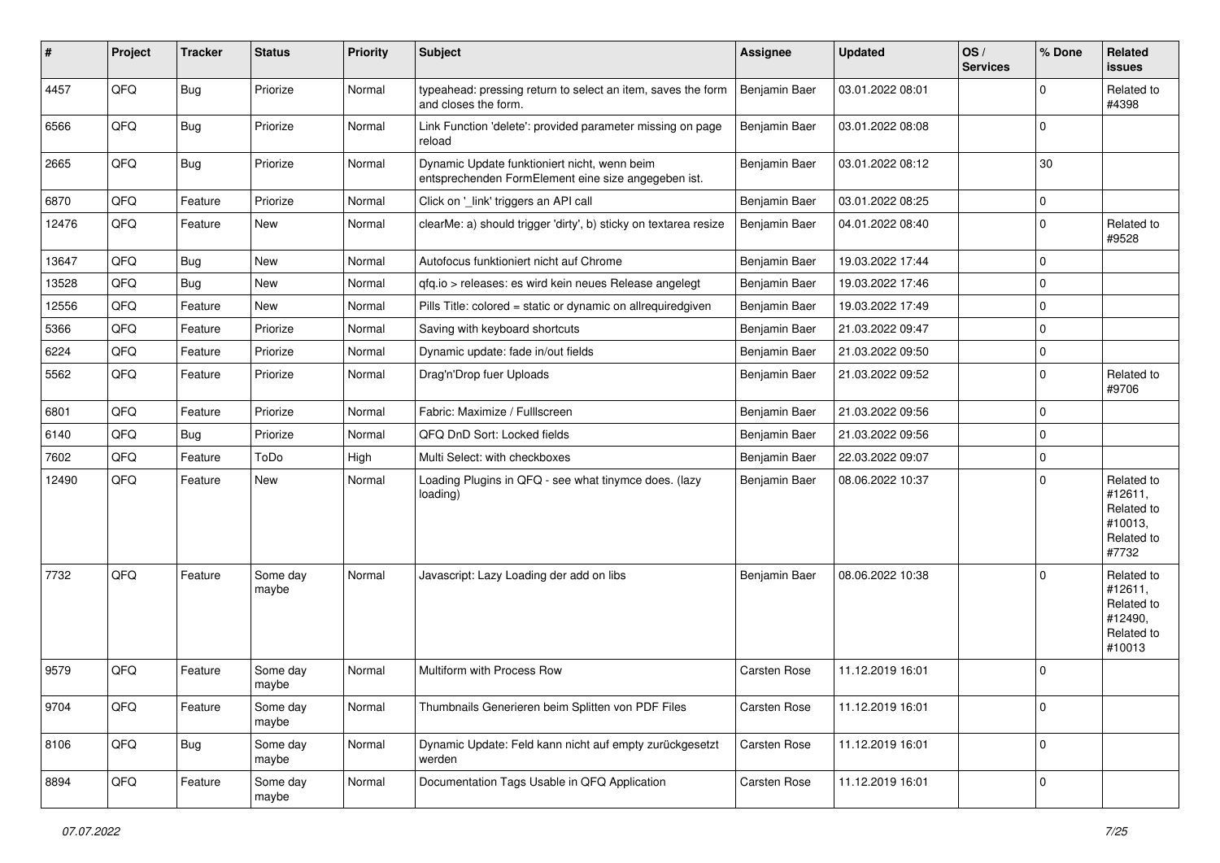| # | Project | Tracker | Status | Priority | Subject | Assignee | Updated | OS / Services | % Done | Related issues |
|---|---|---|---|---|---|---|---|---|---|---|
| 4457 | QFQ | Bug | Priorize | Normal | typeahead: pressing return to select an item, saves the form and closes the form. | Benjamin Baer | 03.01.2022 08:01 | | 0 | Related to #4398 |
| 6566 | QFQ | Bug | Priorize | Normal | Link Function 'delete': provided parameter missing on page reload | Benjamin Baer | 03.01.2022 08:08 | | 0 | |
| 2665 | QFQ | Bug | Priorize | Normal | Dynamic Update funktioniert nicht, wenn beim entsprechenden FormElement eine size angegeben ist. | Benjamin Baer | 03.01.2022 08:12 | | 30 | |
| 6870 | QFQ | Feature | Priorize | Normal | Click on '_link' triggers an API call | Benjamin Baer | 03.01.2022 08:25 | | 0 | |
| 12476 | QFQ | Feature | New | Normal | clearMe: a) should trigger 'dirty', b) sticky on textarea resize | Benjamin Baer | 04.01.2022 08:40 | | 0 | Related to #9528 |
| 13647 | QFQ | Bug | New | Normal | Autofocus funktioniert nicht auf Chrome | Benjamin Baer | 19.03.2022 17:44 | | 0 | |
| 13528 | QFQ | Bug | New | Normal | qfq.io > releases: es wird kein neues Release angelegt | Benjamin Baer | 19.03.2022 17:46 | | 0 | |
| 12556 | QFQ | Feature | New | Normal | Pills Title: colored = static or dynamic on allrequiredgiven | Benjamin Baer | 19.03.2022 17:49 | | 0 | |
| 5366 | QFQ | Feature | Priorize | Normal | Saving with keyboard shortcuts | Benjamin Baer | 21.03.2022 09:47 | | 0 | |
| 6224 | QFQ | Feature | Priorize | Normal | Dynamic update: fade in/out fields | Benjamin Baer | 21.03.2022 09:50 | | 0 | |
| 5562 | QFQ | Feature | Priorize | Normal | Drag'n'Drop fuer Uploads | Benjamin Baer | 21.03.2022 09:52 | | 0 | Related to #9706 |
| 6801 | QFQ | Feature | Priorize | Normal | Fabric: Maximize / Fulllscreen | Benjamin Baer | 21.03.2022 09:56 | | 0 | |
| 6140 | QFQ | Bug | Priorize | Normal | QFQ DnD Sort: Locked fields | Benjamin Baer | 21.03.2022 09:56 | | 0 | |
| 7602 | QFQ | Feature | ToDo | High | Multi Select: with checkboxes | Benjamin Baer | 22.03.2022 09:07 | | 0 | |
| 12490 | QFQ | Feature | New | Normal | Loading Plugins in QFQ - see what tinymce does. (lazy loading) | Benjamin Baer | 08.06.2022 10:37 | | 0 | Related to #12611, Related to #10013, Related to #7732 |
| 7732 | QFQ | Feature | Some day maybe | Normal | Javascript: Lazy Loading der add on libs | Benjamin Baer | 08.06.2022 10:38 | | 0 | Related to #12611, Related to #12490, Related to #10013 |
| 9579 | QFQ | Feature | Some day maybe | Normal | Multiform with Process Row | Carsten Rose | 11.12.2019 16:01 | | 0 | |
| 9704 | QFQ | Feature | Some day maybe | Normal | Thumbnails Generieren beim Splitten von PDF Files | Carsten Rose | 11.12.2019 16:01 | | 0 | |
| 8106 | QFQ | Bug | Some day maybe | Normal | Dynamic Update: Feld kann nicht auf empty zurückgesetzt werden | Carsten Rose | 11.12.2019 16:01 | | 0 | |
| 8894 | QFQ | Feature | Some day maybe | Normal | Documentation Tags Usable in QFQ Application | Carsten Rose | 11.12.2019 16:01 | | 0 | |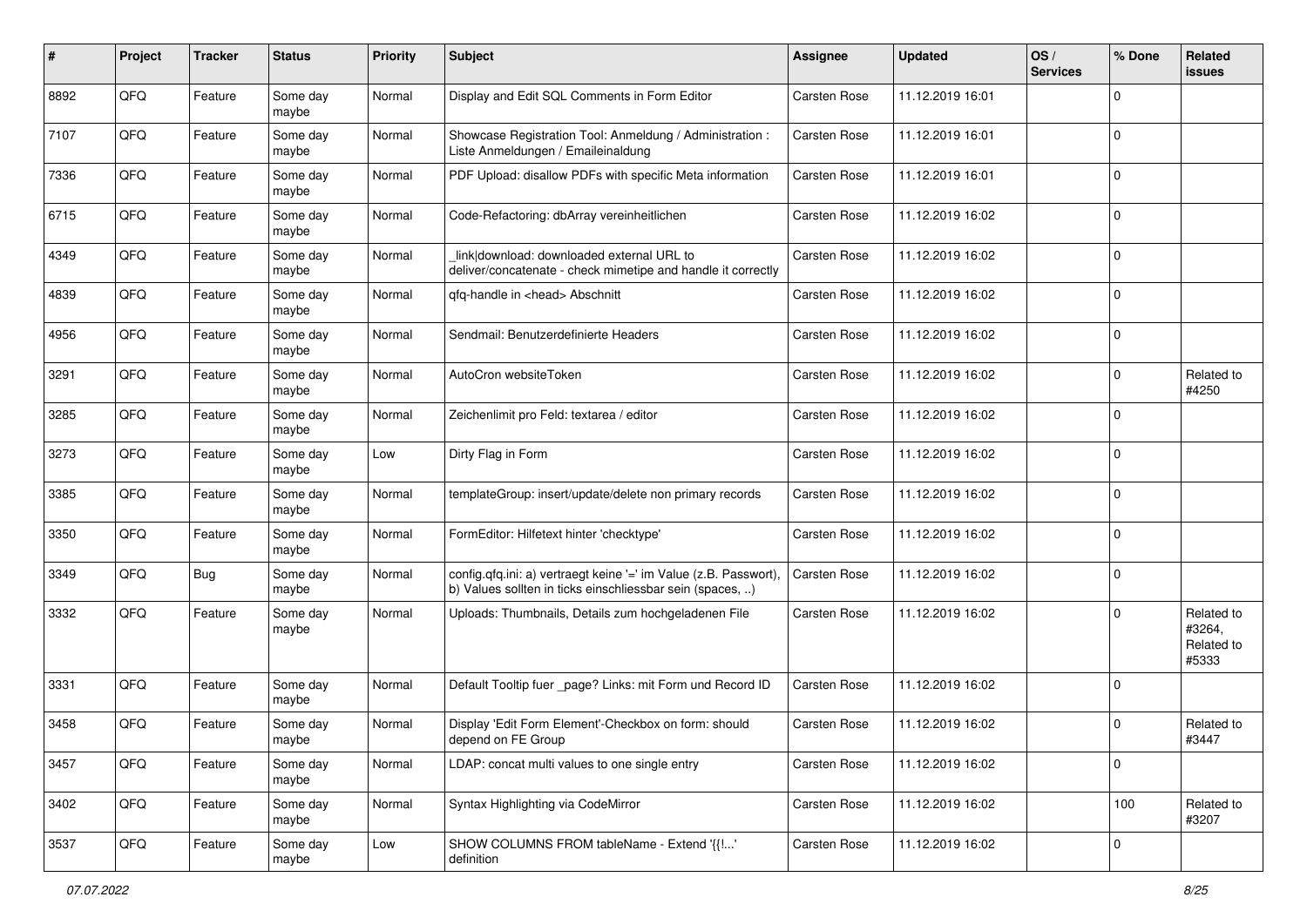| # | Project | Tracker | Status | Priority | Subject | Assignee | Updated | OS / Services | % Done | Related issues |
|---|---|---|---|---|---|---|---|---|---|---|
| 8892 | QFQ | Feature | Some day maybe | Normal | Display and Edit SQL Comments in Form Editor | Carsten Rose | 11.12.2019 16:01 | | 0 | |
| 7107 | QFQ | Feature | Some day maybe | Normal | Showcase Registration Tool: Anmeldung / Administration : Liste Anmeldungen / Emaileinaldung | Carsten Rose | 11.12.2019 16:01 | | 0 | |
| 7336 | QFQ | Feature | Some day maybe | Normal | PDF Upload: disallow PDFs with specific Meta information | Carsten Rose | 11.12.2019 16:01 | | 0 | |
| 6715 | QFQ | Feature | Some day maybe | Normal | Code-Refactoring: dbArray vereinheitlichen | Carsten Rose | 11.12.2019 16:02 | | 0 | |
| 4349 | QFQ | Feature | Some day maybe | Normal | _link\|download: downloaded external URL to deliver/concatenate - check mimetipe and handle it correctly | Carsten Rose | 11.12.2019 16:02 | | 0 | |
| 4839 | QFQ | Feature | Some day maybe | Normal | qfq-handle in <head> Abschnitt | Carsten Rose | 11.12.2019 16:02 | | 0 | |
| 4956 | QFQ | Feature | Some day maybe | Normal | Sendmail: Benutzerdefinierte Headers | Carsten Rose | 11.12.2019 16:02 | | 0 | |
| 3291 | QFQ | Feature | Some day maybe | Normal | AutoCron websiteToken | Carsten Rose | 11.12.2019 16:02 | | 0 | Related to #4250 |
| 3285 | QFQ | Feature | Some day maybe | Normal | Zeichenlimit pro Feld: textarea / editor | Carsten Rose | 11.12.2019 16:02 | | 0 | |
| 3273 | QFQ | Feature | Some day maybe | Low | Dirty Flag in Form | Carsten Rose | 11.12.2019 16:02 | | 0 | |
| 3385 | QFQ | Feature | Some day maybe | Normal | templateGroup: insert/update/delete non primary records | Carsten Rose | 11.12.2019 16:02 | | 0 | |
| 3350 | QFQ | Feature | Some day maybe | Normal | FormEditor: Hilfetext hinter 'checktype' | Carsten Rose | 11.12.2019 16:02 | | 0 | |
| 3349 | QFQ | Bug | Some day maybe | Normal | config.qfq.ini: a) vertraegt keine '=' im Value (z.B. Passwort), b) Values sollten in ticks einschliessbar sein (spaces, ..) | Carsten Rose | 11.12.2019 16:02 | | 0 | |
| 3332 | QFQ | Feature | Some day maybe | Normal | Uploads: Thumbnails, Details zum hochgeladenen File | Carsten Rose | 11.12.2019 16:02 | | 0 | Related to #3264, Related to #5333 |
| 3331 | QFQ | Feature | Some day maybe | Normal | Default Tooltip fuer _page? Links: mit Form und Record ID | Carsten Rose | 11.12.2019 16:02 | | 0 | |
| 3458 | QFQ | Feature | Some day maybe | Normal | Display 'Edit Form Element'-Checkbox on form: should depend on FE Group | Carsten Rose | 11.12.2019 16:02 | | 0 | Related to #3447 |
| 3457 | QFQ | Feature | Some day maybe | Normal | LDAP: concat multi values to one single entry | Carsten Rose | 11.12.2019 16:02 | | 0 | |
| 3402 | QFQ | Feature | Some day maybe | Normal | Syntax Highlighting via CodeMirror | Carsten Rose | 11.12.2019 16:02 | | 100 | Related to #3207 |
| 3537 | QFQ | Feature | Some day maybe | Low | SHOW COLUMNS FROM tableName - Extend '{{!...' definition | Carsten Rose | 11.12.2019 16:02 | | 0 | |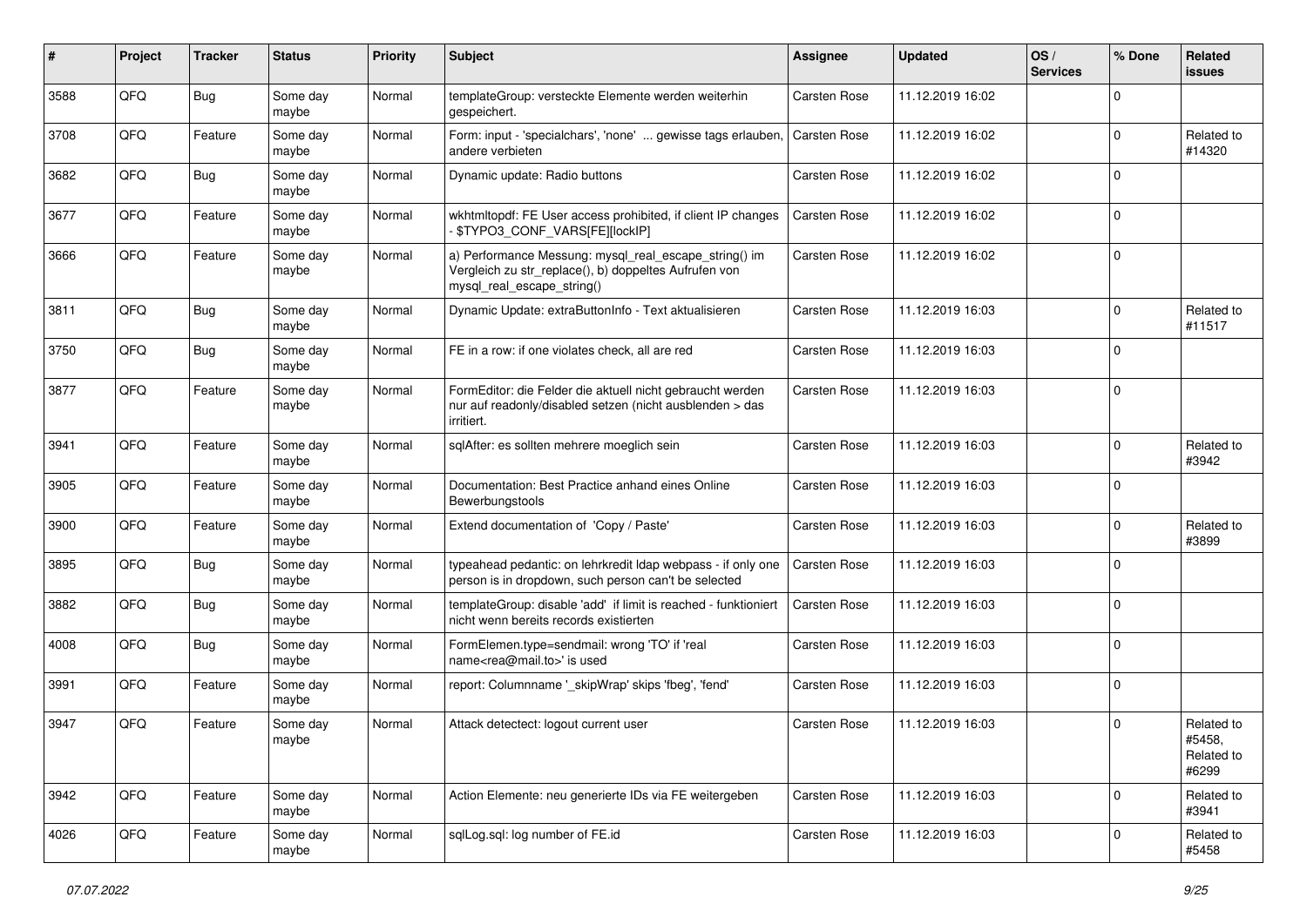| # | Project | Tracker | Status | Priority | Subject | Assignee | Updated | OS / Services | % Done | Related issues |
|---|---|---|---|---|---|---|---|---|---|---|
| 3588 | QFQ | Bug | Some day maybe | Normal | templateGroup: versteckte Elemente werden weiterhin gespeichert. | Carsten Rose | 11.12.2019 16:02 | | 0 | |
| 3708 | QFQ | Feature | Some day maybe | Normal | Form: input - 'specialchars', 'none' ... gewisse tags erlauben, andere verbieten | Carsten Rose | 11.12.2019 16:02 | | 0 | Related to #14320 |
| 3682 | QFQ | Bug | Some day maybe | Normal | Dynamic update: Radio buttons | Carsten Rose | 11.12.2019 16:02 | | 0 | |
| 3677 | QFQ | Feature | Some day maybe | Normal | wkhtmltopdf: FE User access prohibited, if client IP changes - $TYPO3_CONF_VARS[FE][lockIP] | Carsten Rose | 11.12.2019 16:02 | | 0 | |
| 3666 | QFQ | Feature | Some day maybe | Normal | a) Performance Messung: mysql_real_escape_string() im Vergleich zu str_replace(), b) doppeltes Aufrufen von mysql_real_escape_string() | Carsten Rose | 11.12.2019 16:02 | | 0 | |
| 3811 | QFQ | Bug | Some day maybe | Normal | Dynamic Update: extraButtonInfo - Text aktualisieren | Carsten Rose | 11.12.2019 16:03 | | 0 | Related to #11517 |
| 3750 | QFQ | Bug | Some day maybe | Normal | FE in a row: if one violates check, all are red | Carsten Rose | 11.12.2019 16:03 | | 0 | |
| 3877 | QFQ | Feature | Some day maybe | Normal | FormEditor: die Felder die aktuell nicht gebraucht werden nur auf readonly/disabled setzen (nicht ausblenden > das irritiert. | Carsten Rose | 11.12.2019 16:03 | | 0 | |
| 3941 | QFQ | Feature | Some day maybe | Normal | sqlAfter: es sollten mehrere moeglich sein | Carsten Rose | 11.12.2019 16:03 | | 0 | Related to #3942 |
| 3905 | QFQ | Feature | Some day maybe | Normal | Documentation: Best Practice anhand eines Online Bewerbungstools | Carsten Rose | 11.12.2019 16:03 | | 0 | |
| 3900 | QFQ | Feature | Some day maybe | Normal | Extend documentation of 'Copy / Paste' | Carsten Rose | 11.12.2019 16:03 | | 0 | Related to #3899 |
| 3895 | QFQ | Bug | Some day maybe | Normal | typeahead pedantic: on lehrkredit ldap webpass - if only one person is in dropdown, such person can't be selected | Carsten Rose | 11.12.2019 16:03 | | 0 | |
| 3882 | QFQ | Bug | Some day maybe | Normal | templateGroup: disable 'add' if limit is reached - funktioniert nicht wenn bereits records existierten | Carsten Rose | 11.12.2019 16:03 | | 0 | |
| 4008 | QFQ | Bug | Some day maybe | Normal | FormElemen.type=sendmail: wrong 'TO' if 'real name<rea@mail.to>' is used | Carsten Rose | 11.12.2019 16:03 | | 0 | |
| 3991 | QFQ | Feature | Some day maybe | Normal | report: Columnname '_skipWrap' skips 'fbeg', 'fend' | Carsten Rose | 11.12.2019 16:03 | | 0 | |
| 3947 | QFQ | Feature | Some day maybe | Normal | Attack detectect: logout current user | Carsten Rose | 11.12.2019 16:03 | | 0 | Related to #5458, Related to #6299 |
| 3942 | QFQ | Feature | Some day maybe | Normal | Action Elemente: neu generierte IDs via FE weitergeben | Carsten Rose | 11.12.2019 16:03 | | 0 | Related to #3941 |
| 4026 | QFQ | Feature | Some day maybe | Normal | sqlLog.sql: log number of FE.id | Carsten Rose | 11.12.2019 16:03 | | 0 | Related to #5458 |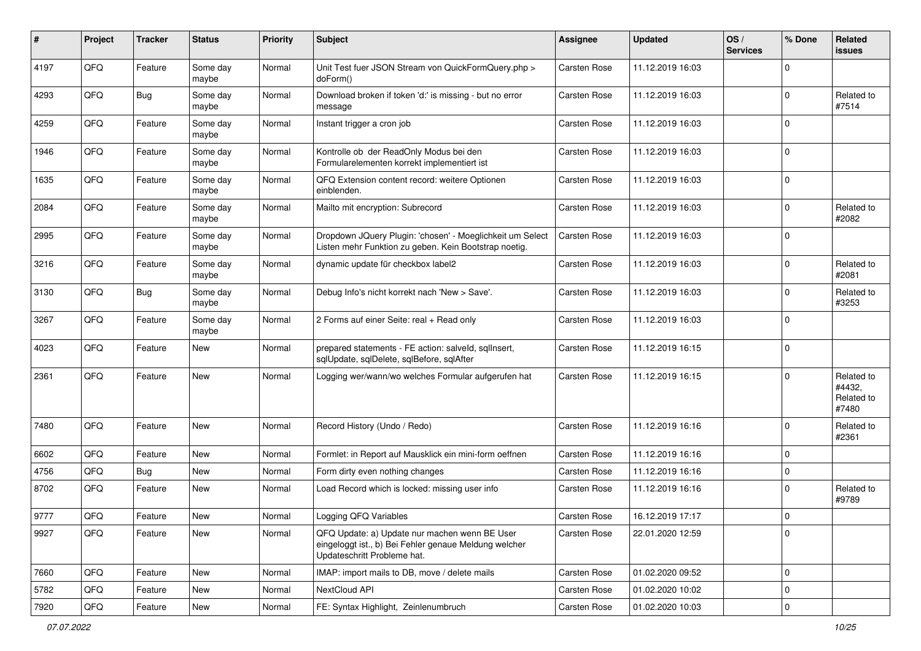| # | Project | Tracker | Status | Priority | Subject | Assignee | Updated | OS / Services | % Done | Related issues |
|---|---|---|---|---|---|---|---|---|---|---|
| 4197 | QFQ | Feature | Some day maybe | Normal | Unit Test fuer JSON Stream von QuickFormQuery.php > doForm() | Carsten Rose | 11.12.2019 16:03 | | 0 | |
| 4293 | QFQ | Bug | Some day maybe | Normal | Download broken if token 'd:' is missing - but no error message | Carsten Rose | 11.12.2019 16:03 | | 0 | Related to #7514 |
| 4259 | QFQ | Feature | Some day maybe | Normal | Instant trigger a cron job | Carsten Rose | 11.12.2019 16:03 | | 0 | |
| 1946 | QFQ | Feature | Some day maybe | Normal | Kontrolle ob der ReadOnly Modus bei den Formularelementen korrekt implementiert ist | Carsten Rose | 11.12.2019 16:03 | | 0 | |
| 1635 | QFQ | Feature | Some day maybe | Normal | QFQ Extension content record: weitere Optionen einblenden. | Carsten Rose | 11.12.2019 16:03 | | 0 | |
| 2084 | QFQ | Feature | Some day maybe | Normal | Mailto mit encryption: Subrecord | Carsten Rose | 11.12.2019 16:03 | | 0 | Related to #2082 |
| 2995 | QFQ | Feature | Some day maybe | Normal | Dropdown JQuery Plugin: 'chosen' - Moeglichkeit um Select Listen mehr Funktion zu geben. Kein Bootstrap noetig. | Carsten Rose | 11.12.2019 16:03 | | 0 | |
| 3216 | QFQ | Feature | Some day maybe | Normal | dynamic update für checkbox label2 | Carsten Rose | 11.12.2019 16:03 | | 0 | Related to #2081 |
| 3130 | QFQ | Bug | Some day maybe | Normal | Debug Info's nicht korrekt nach 'New > Save'. | Carsten Rose | 11.12.2019 16:03 | | 0 | Related to #3253 |
| 3267 | QFQ | Feature | Some day maybe | Normal | 2 Forms auf einer Seite: real + Read only | Carsten Rose | 11.12.2019 16:03 | | 0 | |
| 4023 | QFQ | Feature | New | Normal | prepared statements - FE action: salveld, sqlInsert, sqlUpdate, sqlDelete, sqlBefore, sqlAfter | Carsten Rose | 11.12.2019 16:15 | | 0 | |
| 2361 | QFQ | Feature | New | Normal | Logging wer/wann/wo welches Formular aufgerufen hat | Carsten Rose | 11.12.2019 16:15 | | 0 | Related to #4432, Related to #7480 |
| 7480 | QFQ | Feature | New | Normal | Record History (Undo / Redo) | Carsten Rose | 11.12.2019 16:16 | | 0 | Related to #2361 |
| 6602 | QFQ | Feature | New | Normal | Formlet: in Report auf Mausklick ein mini-form oeffnen | Carsten Rose | 11.12.2019 16:16 | | 0 | |
| 4756 | QFQ | Bug | New | Normal | Form dirty even nothing changes | Carsten Rose | 11.12.2019 16:16 | | 0 | |
| 8702 | QFQ | Feature | New | Normal | Load Record which is locked: missing user info | Carsten Rose | 11.12.2019 16:16 | | 0 | Related to #9789 |
| 9777 | QFQ | Feature | New | Normal | Logging QFQ Variables | Carsten Rose | 16.12.2019 17:17 | | 0 | |
| 9927 | QFQ | Feature | New | Normal | QFQ Update: a) Update nur machen wenn BE User eingeloggt ist., b) Bei Fehler genaue Meldung welcher Updateschritt Probleme hat. | Carsten Rose | 22.01.2020 12:59 | | 0 | |
| 7660 | QFQ | Feature | New | Normal | IMAP: import mails to DB, move / delete mails | Carsten Rose | 01.02.2020 09:52 | | 0 | |
| 5782 | QFQ | Feature | New | Normal | NextCloud API | Carsten Rose | 01.02.2020 10:02 | | 0 | |
| 7920 | QFQ | Feature | New | Normal | FE: Syntax Highlight, Zeinlenumbruch | Carsten Rose | 01.02.2020 10:03 | | 0 | |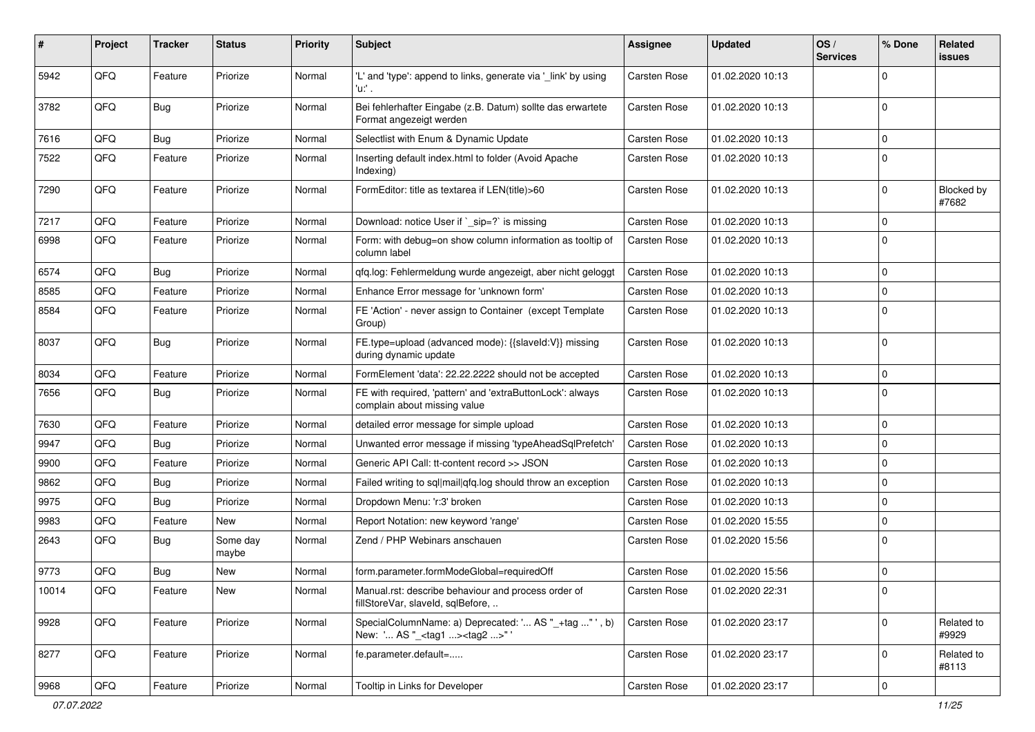| # | Project | Tracker | Status | Priority | Subject | Assignee | Updated | OS / Services | % Done | Related issues |
|---|---|---|---|---|---|---|---|---|---|---|
| 5942 | QFQ | Feature | Priorize | Normal | 'L' and 'type': append to links, generate via '_link' by using 'u:' . | Carsten Rose | 01.02.2020 10:13 | | 0 | |
| 3782 | QFQ | Bug | Priorize | Normal | Bei fehlerhafter Eingabe (z.B. Datum) sollte das erwartete Format angezeigt werden | Carsten Rose | 01.02.2020 10:13 | | 0 | |
| 7616 | QFQ | Bug | Priorize | Normal | Selectlist with Enum & Dynamic Update | Carsten Rose | 01.02.2020 10:13 | | 0 | |
| 7522 | QFQ | Feature | Priorize | Normal | Inserting default index.html to folder (Avoid Apache Indexing) | Carsten Rose | 01.02.2020 10:13 | | 0 | |
| 7290 | QFQ | Feature | Priorize | Normal | FormEditor: title as textarea if LEN(title)>60 | Carsten Rose | 01.02.2020 10:13 | | 0 | Blocked by #7682 |
| 7217 | QFQ | Feature | Priorize | Normal | Download: notice User if `_sip=?` is missing | Carsten Rose | 01.02.2020 10:13 | | 0 | |
| 6998 | QFQ | Feature | Priorize | Normal | Form: with debug=on show column information as tooltip of column label | Carsten Rose | 01.02.2020 10:13 | | 0 | |
| 6574 | QFQ | Bug | Priorize | Normal | qfq.log: Fehlermeldung wurde angezeigt, aber nicht geloggt | Carsten Rose | 01.02.2020 10:13 | | 0 | |
| 8585 | QFQ | Feature | Priorize | Normal | Enhance Error message for 'unknown form' | Carsten Rose | 01.02.2020 10:13 | | 0 | |
| 8584 | QFQ | Feature | Priorize | Normal | FE 'Action' - never assign to Container (except Template Group) | Carsten Rose | 01.02.2020 10:13 | | 0 | |
| 8037 | QFQ | Bug | Priorize | Normal | FE.type=upload (advanced mode): {{slaveId:V}} missing during dynamic update | Carsten Rose | 01.02.2020 10:13 | | 0 | |
| 8034 | QFQ | Feature | Priorize | Normal | FormElement 'data': 22.22.2222 should not be accepted | Carsten Rose | 01.02.2020 10:13 | | 0 | |
| 7656 | QFQ | Bug | Priorize | Normal | FE with required, 'pattern' and 'extraButtonLock': always complain about missing value | Carsten Rose | 01.02.2020 10:13 | | 0 | |
| 7630 | QFQ | Feature | Priorize | Normal | detailed error message for simple upload | Carsten Rose | 01.02.2020 10:13 | | 0 | |
| 9947 | QFQ | Bug | Priorize | Normal | Unwanted error message if missing 'typeAheadSqlPrefetch' | Carsten Rose | 01.02.2020 10:13 | | 0 | |
| 9900 | QFQ | Feature | Priorize | Normal | Generic API Call: tt-content record >> JSON | Carsten Rose | 01.02.2020 10:13 | | 0 | |
| 9862 | QFQ | Bug | Priorize | Normal | Failed writing to sql\|mail\|qfq.log should throw an exception | Carsten Rose | 01.02.2020 10:13 | | 0 | |
| 9975 | QFQ | Bug | Priorize | Normal | Dropdown Menu: 'r:3' broken | Carsten Rose | 01.02.2020 10:13 | | 0 | |
| 9983 | QFQ | Feature | New | Normal | Report Notation: new keyword 'range' | Carsten Rose | 01.02.2020 15:55 | | 0 | |
| 2643 | QFQ | Bug | Some day maybe | Normal | Zend / PHP Webinars anschauen | Carsten Rose | 01.02.2020 15:56 | | 0 | |
| 9773 | QFQ | Bug | New | Normal | form.parameter.formModeGlobal=requiredOff | Carsten Rose | 01.02.2020 15:56 | | 0 | |
| 10014 | QFQ | Feature | New | Normal | Manual.rst: describe behaviour and process order of fillStoreVar, slaveId, sqlBefore, .. | Carsten Rose | 01.02.2020 22:31 | | 0 | |
| 9928 | QFQ | Feature | Priorize | Normal | SpecialColumnName: a) Deprecated: '... AS "_+tag ..." ', b) New: '... AS "_<tag1 ...><tag2 ...>" ' | Carsten Rose | 01.02.2020 23:17 | | 0 | Related to #9929 |
| 8277 | QFQ | Feature | Priorize | Normal | fe.parameter.default=..... | Carsten Rose | 01.02.2020 23:17 | | 0 | Related to #8113 |
| 9968 | QFQ | Feature | Priorize | Normal | Tooltip in Links for Developer | Carsten Rose | 01.02.2020 23:17 | | 0 | |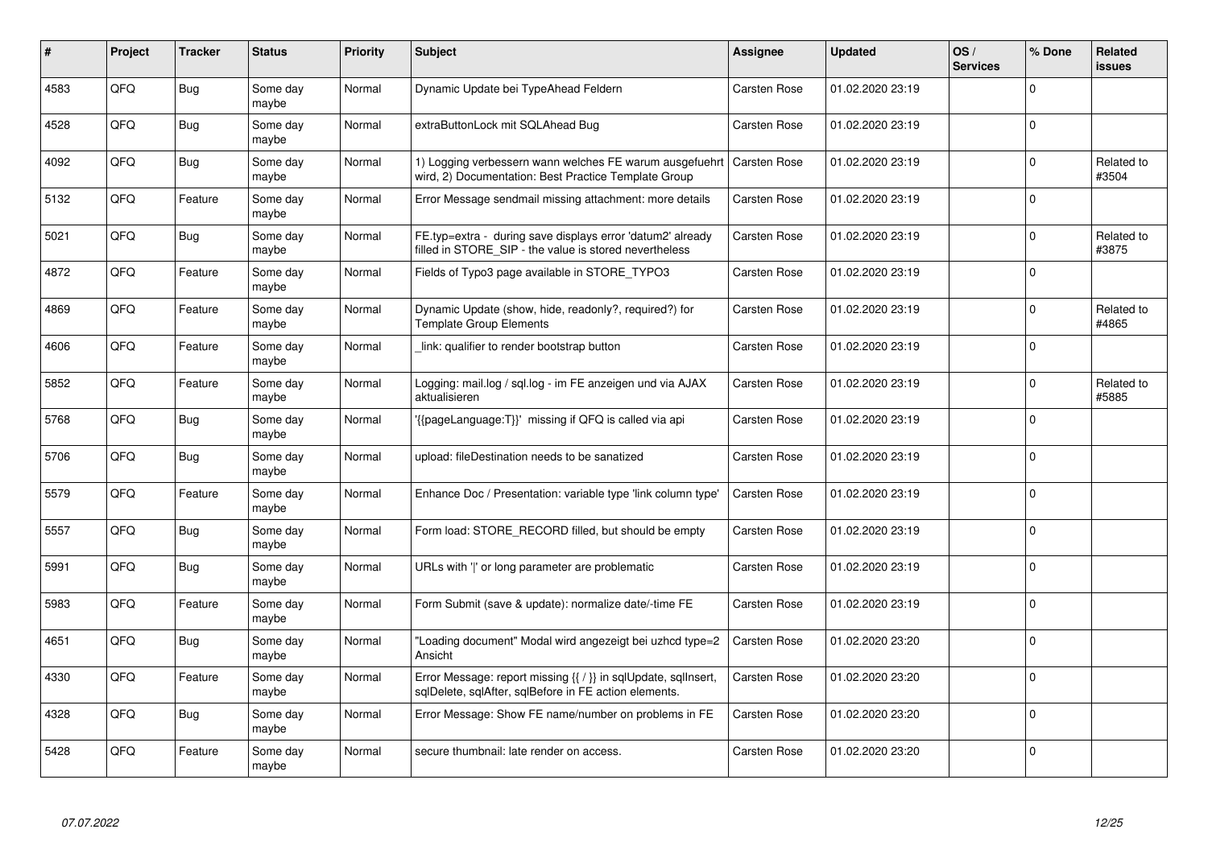| # | Project | Tracker | Status | Priority | Subject | Assignee | Updated | OS / Services | % Done | Related issues |
|---|---|---|---|---|---|---|---|---|---|---|
| 4583 | QFQ | Bug | Some day maybe | Normal | Dynamic Update bei TypeAhead Feldern | Carsten Rose | 01.02.2020 23:19 | | 0 | |
| 4528 | QFQ | Bug | Some day maybe | Normal | extraButtonLock mit SQLAhead Bug | Carsten Rose | 01.02.2020 23:19 | | 0 | |
| 4092 | QFQ | Bug | Some day maybe | Normal | 1) Logging verbessern wann welches FE warum ausgefuehrt wird, 2) Documentation: Best Practice Template Group | Carsten Rose | 01.02.2020 23:19 | | 0 | Related to #3504 |
| 5132 | QFQ | Feature | Some day maybe | Normal | Error Message sendmail missing attachment: more details | Carsten Rose | 01.02.2020 23:19 | | 0 | |
| 5021 | QFQ | Bug | Some day maybe | Normal | FE.typ=extra - during save displays error 'datum2' already filled in STORE_SIP - the value is stored nevertheless | Carsten Rose | 01.02.2020 23:19 | | 0 | Related to #3875 |
| 4872 | QFQ | Feature | Some day maybe | Normal | Fields of Typo3 page available in STORE_TYPO3 | Carsten Rose | 01.02.2020 23:19 | | 0 | |
| 4869 | QFQ | Feature | Some day maybe | Normal | Dynamic Update (show, hide, readonly?, required?) for Template Group Elements | Carsten Rose | 01.02.2020 23:19 | | 0 | Related to #4865 |
| 4606 | QFQ | Feature | Some day maybe | Normal | _link: qualifier to render bootstrap button | Carsten Rose | 01.02.2020 23:19 | | 0 | |
| 5852 | QFQ | Feature | Some day maybe | Normal | Logging: mail.log / sql.log - im FE anzeigen und via AJAX aktualisieren | Carsten Rose | 01.02.2020 23:19 | | 0 | Related to #5885 |
| 5768 | QFQ | Bug | Some day maybe | Normal | '{{pageLanguage:T}}' missing if QFQ is called via api | Carsten Rose | 01.02.2020 23:19 | | 0 | |
| 5706 | QFQ | Bug | Some day maybe | Normal | upload: fileDestination needs to be sanatized | Carsten Rose | 01.02.2020 23:19 | | 0 | |
| 5579 | QFQ | Feature | Some day maybe | Normal | Enhance Doc / Presentation: variable type 'link column type' | Carsten Rose | 01.02.2020 23:19 | | 0 | |
| 5557 | QFQ | Bug | Some day maybe | Normal | Form load: STORE_RECORD filled, but should be empty | Carsten Rose | 01.02.2020 23:19 | | 0 | |
| 5991 | QFQ | Bug | Some day maybe | Normal | URLs with '\|' or long parameter are problematic | Carsten Rose | 01.02.2020 23:19 | | 0 | |
| 5983 | QFQ | Feature | Some day maybe | Normal | Form Submit (save & update): normalize date/-time FE | Carsten Rose | 01.02.2020 23:19 | | 0 | |
| 4651 | QFQ | Bug | Some day maybe | Normal | "Loading document" Modal wird angezeigt bei uzhcd type=2 Ansicht | Carsten Rose | 01.02.2020 23:20 | | 0 | |
| 4330 | QFQ | Feature | Some day maybe | Normal | Error Message: report missing {{ / }} in sqlUpdate, sqlInsert, sqlDelete, sqlAfter, sqlBefore in FE action elements. | Carsten Rose | 01.02.2020 23:20 | | 0 | |
| 4328 | QFQ | Bug | Some day maybe | Normal | Error Message: Show FE name/number on problems in FE | Carsten Rose | 01.02.2020 23:20 | | 0 | |
| 5428 | QFQ | Feature | Some day maybe | Normal | secure thumbnail: late render on access. | Carsten Rose | 01.02.2020 23:20 | | 0 | |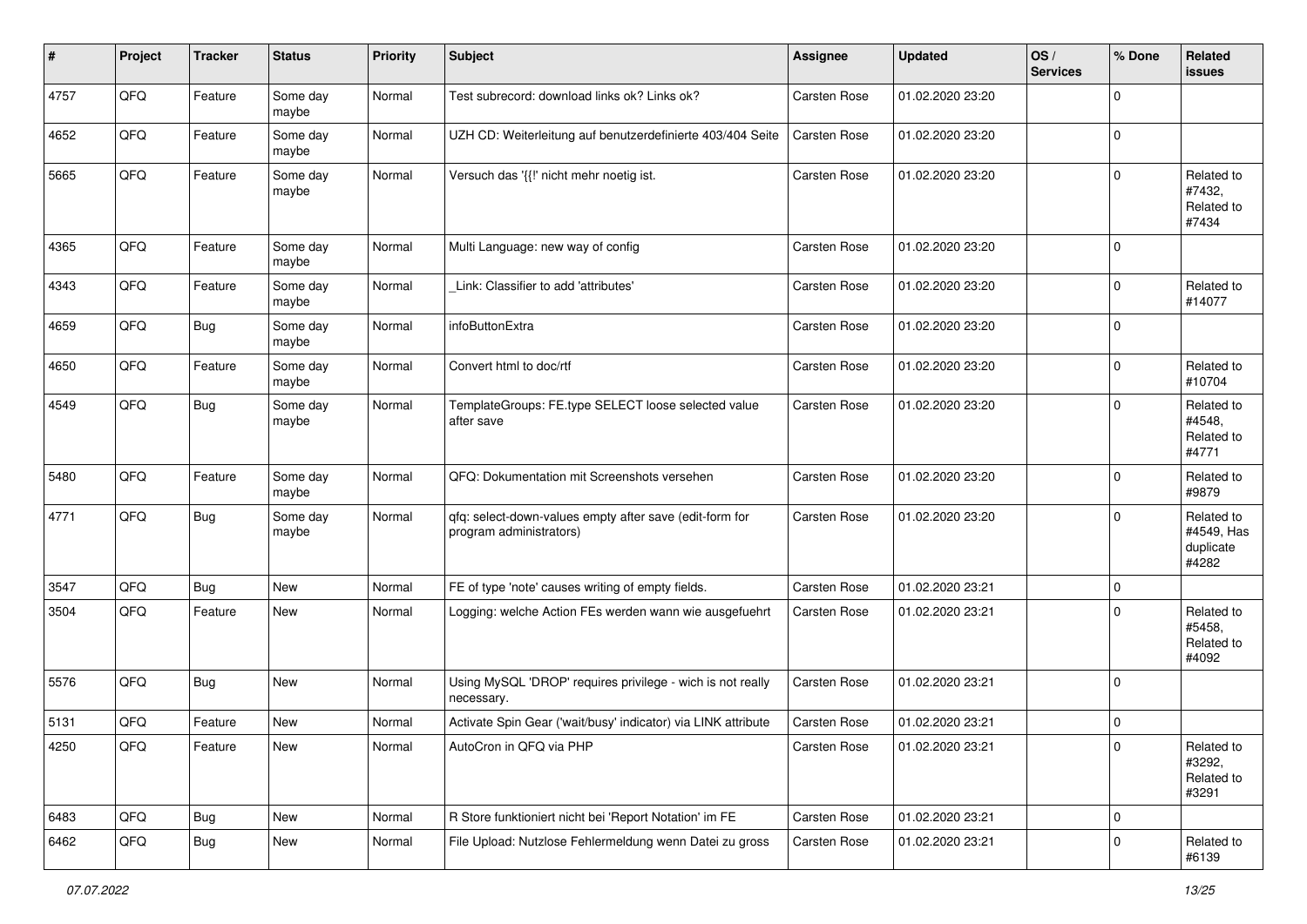| # | Project | Tracker | Status | Priority | Subject | Assignee | Updated | OS / Services | % Done | Related issues |
|---|---|---|---|---|---|---|---|---|---|---|
| 4757 | QFQ | Feature | Some day maybe | Normal | Test subrecord: download links ok? Links ok? | Carsten Rose | 01.02.2020 23:20 | | 0 | |
| 4652 | QFQ | Feature | Some day maybe | Normal | UZH CD: Weiterleitung auf benutzerdefinierte 403/404 Seite | Carsten Rose | 01.02.2020 23:20 | | 0 | |
| 5665 | QFQ | Feature | Some day maybe | Normal | Versuch das '{{!' nicht mehr noetig ist. | Carsten Rose | 01.02.2020 23:20 | | 0 | Related to #7432, Related to #7434 |
| 4365 | QFQ | Feature | Some day maybe | Normal | Multi Language: new way of config | Carsten Rose | 01.02.2020 23:20 | | 0 | |
| 4343 | QFQ | Feature | Some day maybe | Normal | _Link: Classifier to add 'attributes' | Carsten Rose | 01.02.2020 23:20 | | 0 | Related to #14077 |
| 4659 | QFQ | Bug | Some day maybe | Normal | infoButtonExtra | Carsten Rose | 01.02.2020 23:20 | | 0 | |
| 4650 | QFQ | Feature | Some day maybe | Normal | Convert html to doc/rtf | Carsten Rose | 01.02.2020 23:20 | | 0 | Related to #10704 |
| 4549 | QFQ | Bug | Some day maybe | Normal | TemplateGroups: FE.type SELECT loose selected value after save | Carsten Rose | 01.02.2020 23:20 | | 0 | Related to #4548, Related to #4771 |
| 5480 | QFQ | Feature | Some day maybe | Normal | QFQ: Dokumentation mit Screenshots versehen | Carsten Rose | 01.02.2020 23:20 | | 0 | Related to #9879 |
| 4771 | QFQ | Bug | Some day maybe | Normal | qfq: select-down-values empty after save (edit-form for program administrators) | Carsten Rose | 01.02.2020 23:20 | | 0 | Related to #4549, Has duplicate #4282 |
| 3547 | QFQ | Bug | New | Normal | FE of type 'note' causes writing of empty fields. | Carsten Rose | 01.02.2020 23:21 | | 0 | |
| 3504 | QFQ | Feature | New | Normal | Logging: welche Action FEs werden wann wie ausgefuehrt | Carsten Rose | 01.02.2020 23:21 | | 0 | Related to #5458, Related to #4092 |
| 5576 | QFQ | Bug | New | Normal | Using MySQL 'DROP' requires privilege - wich is not really necessary. | Carsten Rose | 01.02.2020 23:21 | | 0 | |
| 5131 | QFQ | Feature | New | Normal | Activate Spin Gear ('wait/busy' indicator) via LINK attribute | Carsten Rose | 01.02.2020 23:21 | | 0 | |
| 4250 | QFQ | Feature | New | Normal | AutoCron in QFQ via PHP | Carsten Rose | 01.02.2020 23:21 | | 0 | Related to #3292, Related to #3291 |
| 6483 | QFQ | Bug | New | Normal | R Store funktioniert nicht bei 'Report Notation' im FE | Carsten Rose | 01.02.2020 23:21 | | 0 | |
| 6462 | QFQ | Bug | New | Normal | File Upload: Nutzlose Fehlermeldung wenn Datei zu gross | Carsten Rose | 01.02.2020 23:21 | | 0 | Related to #6139 |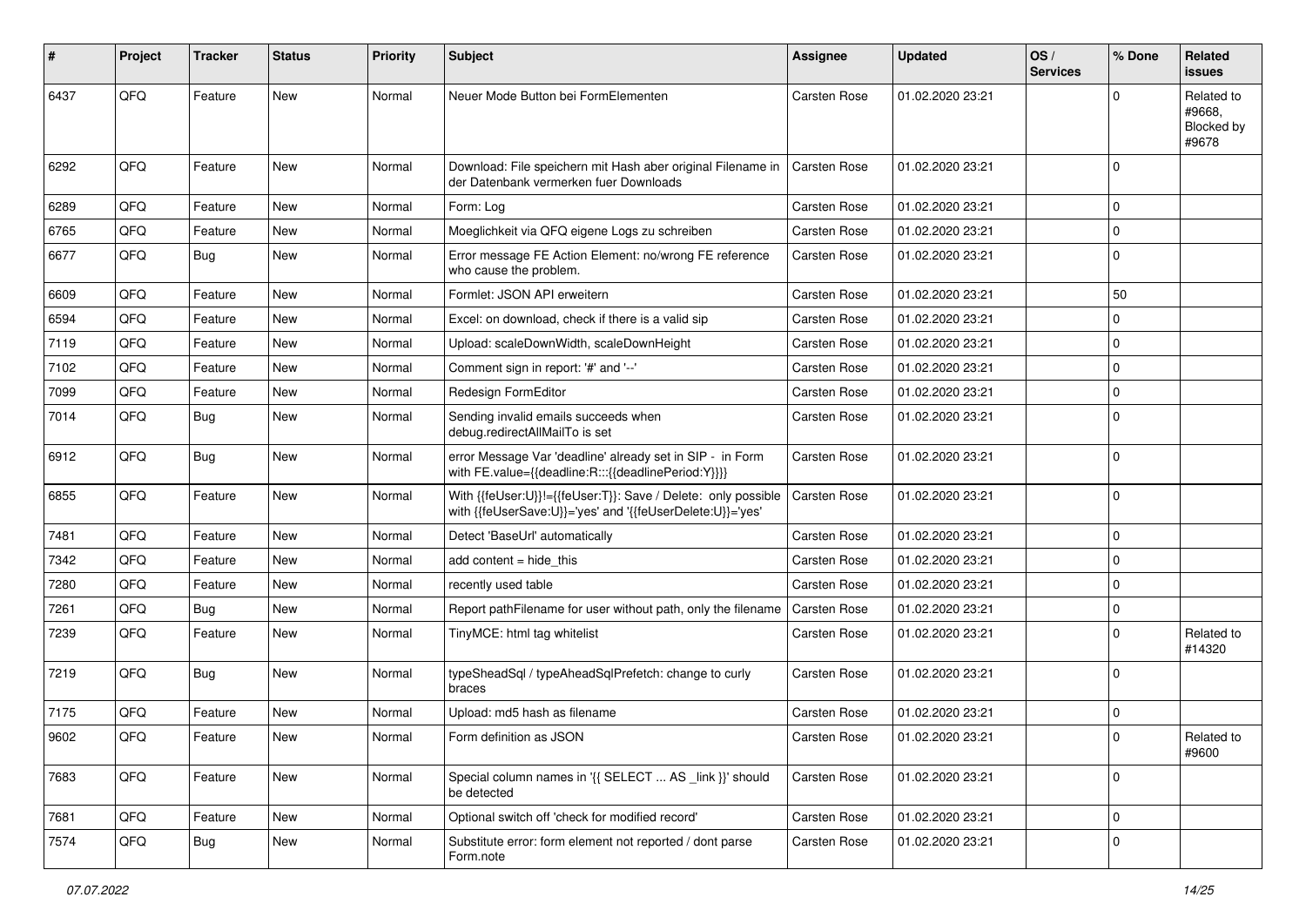| # | Project | Tracker | Status | Priority | Subject | Assignee | Updated | OS / Services | % Done | Related issues |
|---|---|---|---|---|---|---|---|---|---|---|
| 6437 | QFQ | Feature | New | Normal | Neuer Mode Button bei FormElementen | Carsten Rose | 01.02.2020 23:21 | | 0 | Related to #9668, Blocked by #9678 |
| 6292 | QFQ | Feature | New | Normal | Download: File speichern mit Hash aber original Filename in der Datenbank vermerken fuer Downloads | Carsten Rose | 01.02.2020 23:21 | | 0 | |
| 6289 | QFQ | Feature | New | Normal | Form: Log | Carsten Rose | 01.02.2020 23:21 | | 0 | |
| 6765 | QFQ | Feature | New | Normal | Moeglichkeit via QFQ eigene Logs zu schreiben | Carsten Rose | 01.02.2020 23:21 | | 0 | |
| 6677 | QFQ | Bug | New | Normal | Error message FE Action Element: no/wrong FE reference who cause the problem. | Carsten Rose | 01.02.2020 23:21 | | 0 | |
| 6609 | QFQ | Feature | New | Normal | Formlet: JSON API erweitern | Carsten Rose | 01.02.2020 23:21 | | 50 | |
| 6594 | QFQ | Feature | New | Normal | Excel: on download, check if there is a valid sip | Carsten Rose | 01.02.2020 23:21 | | 0 | |
| 7119 | QFQ | Feature | New | Normal | Upload: scaleDownWidth, scaleDownHeight | Carsten Rose | 01.02.2020 23:21 | | 0 | |
| 7102 | QFQ | Feature | New | Normal | Comment sign in report: '#' and '--' | Carsten Rose | 01.02.2020 23:21 | | 0 | |
| 7099 | QFQ | Feature | New | Normal | Redesign FormEditor | Carsten Rose | 01.02.2020 23:21 | | 0 | |
| 7014 | QFQ | Bug | New | Normal | Sending invalid emails succeeds when debug.redirectAllMailTo is set | Carsten Rose | 01.02.2020 23:21 | | 0 | |
| 6912 | QFQ | Bug | New | Normal | error Message Var 'deadline' already set in SIP - in Form with FE.value={{deadline:R:::{{deadlinePeriod:Y}}}} | Carsten Rose | 01.02.2020 23:21 | | 0 | |
| 6855 | QFQ | Feature | New | Normal | With {{feUser:U}}!={{feUser:T}}: Save / Delete: only possible with {{feUserSave:U}}='yes' and '{{feUserDelete:U}}='yes' | Carsten Rose | 01.02.2020 23:21 | | 0 | |
| 7481 | QFQ | Feature | New | Normal | Detect 'BaseUrl' automatically | Carsten Rose | 01.02.2020 23:21 | | 0 | |
| 7342 | QFQ | Feature | New | Normal | add content = hide_this | Carsten Rose | 01.02.2020 23:21 | | 0 | |
| 7280 | QFQ | Feature | New | Normal | recently used table | Carsten Rose | 01.02.2020 23:21 | | 0 | |
| 7261 | QFQ | Bug | New | Normal | Report pathFilename for user without path, only the filename | Carsten Rose | 01.02.2020 23:21 | | 0 | |
| 7239 | QFQ | Feature | New | Normal | TinyMCE: html tag whitelist | Carsten Rose | 01.02.2020 23:21 | | 0 | Related to #14320 |
| 7219 | QFQ | Bug | New | Normal | typeSheadSql / typeAheadSqlPrefetch: change to curly braces | Carsten Rose | 01.02.2020 23:21 | | 0 | |
| 7175 | QFQ | Feature | New | Normal | Upload: md5 hash as filename | Carsten Rose | 01.02.2020 23:21 | | 0 | |
| 9602 | QFQ | Feature | New | Normal | Form definition as JSON | Carsten Rose | 01.02.2020 23:21 | | 0 | Related to #9600 |
| 7683 | QFQ | Feature | New | Normal | Special column names in '{{ SELECT ... AS _link }}' should be detected | Carsten Rose | 01.02.2020 23:21 | | 0 | |
| 7681 | QFQ | Feature | New | Normal | Optional switch off 'check for modified record' | Carsten Rose | 01.02.2020 23:21 | | 0 | |
| 7574 | QFQ | Bug | New | Normal | Substitute error: form element not reported / dont parse Form.note | Carsten Rose | 01.02.2020 23:21 | | 0 | |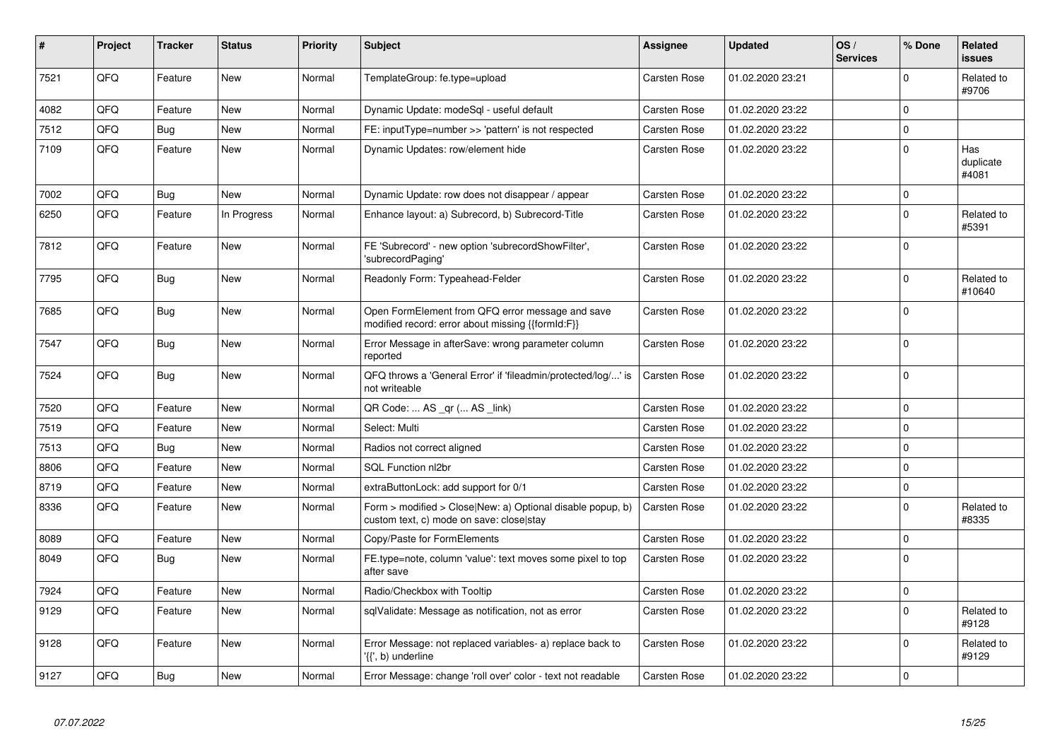| # | Project | Tracker | Status | Priority | Subject | Assignee | Updated | OS / Services | % Done | Related issues |
|---|---|---|---|---|---|---|---|---|---|---|
| 7521 | QFQ | Feature | New | Normal | TemplateGroup: fe.type=upload | Carsten Rose | 01.02.2020 23:21 | | 0 | Related to #9706 |
| 4082 | QFQ | Feature | New | Normal | Dynamic Update: modeSql - useful default | Carsten Rose | 01.02.2020 23:22 | | 0 | |
| 7512 | QFQ | Bug | New | Normal | FE: inputType=number >> 'pattern' is not respected | Carsten Rose | 01.02.2020 23:22 | | 0 | |
| 7109 | QFQ | Feature | New | Normal | Dynamic Updates: row/element hide | Carsten Rose | 01.02.2020 23:22 | | 0 | Has duplicate #4081 |
| 7002 | QFQ | Bug | New | Normal | Dynamic Update: row does not disappear / appear | Carsten Rose | 01.02.2020 23:22 | | 0 | |
| 6250 | QFQ | Feature | In Progress | Normal | Enhance layout: a) Subrecord, b) Subrecord-Title | Carsten Rose | 01.02.2020 23:22 | | 0 | Related to #5391 |
| 7812 | QFQ | Feature | New | Normal | FE 'Subrecord' - new option 'subrecordShowFilter', 'subrecordPaging' | Carsten Rose | 01.02.2020 23:22 | | 0 | |
| 7795 | QFQ | Bug | New | Normal | Readonly Form: Typeahead-Felder | Carsten Rose | 01.02.2020 23:22 | | 0 | Related to #10640 |
| 7685 | QFQ | Bug | New | Normal | Open FormElement from QFQ error message and save modified record: error about missing {{formId:F}} | Carsten Rose | 01.02.2020 23:22 | | 0 | |
| 7547 | QFQ | Bug | New | Normal | Error Message in afterSave: wrong parameter column reported | Carsten Rose | 01.02.2020 23:22 | | 0 | |
| 7524 | QFQ | Bug | New | Normal | QFQ throws a 'General Error' if 'fileadmin/protected/log/...' is not writeable | Carsten Rose | 01.02.2020 23:22 | | 0 | |
| 7520 | QFQ | Feature | New | Normal | QR Code: ... AS _qr (... AS _link) | Carsten Rose | 01.02.2020 23:22 | | 0 | |
| 7519 | QFQ | Feature | New | Normal | Select: Multi | Carsten Rose | 01.02.2020 23:22 | | 0 | |
| 7513 | QFQ | Bug | New | Normal | Radios not correct aligned | Carsten Rose | 01.02.2020 23:22 | | 0 | |
| 8806 | QFQ | Feature | New | Normal | SQL Function nl2br | Carsten Rose | 01.02.2020 23:22 | | 0 | |
| 8719 | QFQ | Feature | New | Normal | extraButtonLock: add support for 0/1 | Carsten Rose | 01.02.2020 23:22 | | 0 | |
| 8336 | QFQ | Feature | New | Normal | Form > modified > Close\|New: a) Optional disable popup, b) custom text, c) mode on save: close\|stay | Carsten Rose | 01.02.2020 23:22 | | 0 | Related to #8335 |
| 8089 | QFQ | Feature | New | Normal | Copy/Paste for FormElements | Carsten Rose | 01.02.2020 23:22 | | 0 | |
| 8049 | QFQ | Bug | New | Normal | FE.type=note, column 'value': text moves some pixel to top after save | Carsten Rose | 01.02.2020 23:22 | | 0 | |
| 7924 | QFQ | Feature | New | Normal | Radio/Checkbox with Tooltip | Carsten Rose | 01.02.2020 23:22 | | 0 | |
| 9129 | QFQ | Feature | New | Normal | sqlValidate: Message as notification, not as error | Carsten Rose | 01.02.2020 23:22 | | 0 | Related to #9128 |
| 9128 | QFQ | Feature | New | Normal | Error Message: not replaced variables- a) replace back to '{{', b) underline | Carsten Rose | 01.02.2020 23:22 | | 0 | Related to #9129 |
| 9127 | QFQ | Bug | New | Normal | Error Message: change 'roll over' color - text not readable | Carsten Rose | 01.02.2020 23:22 | | 0 | |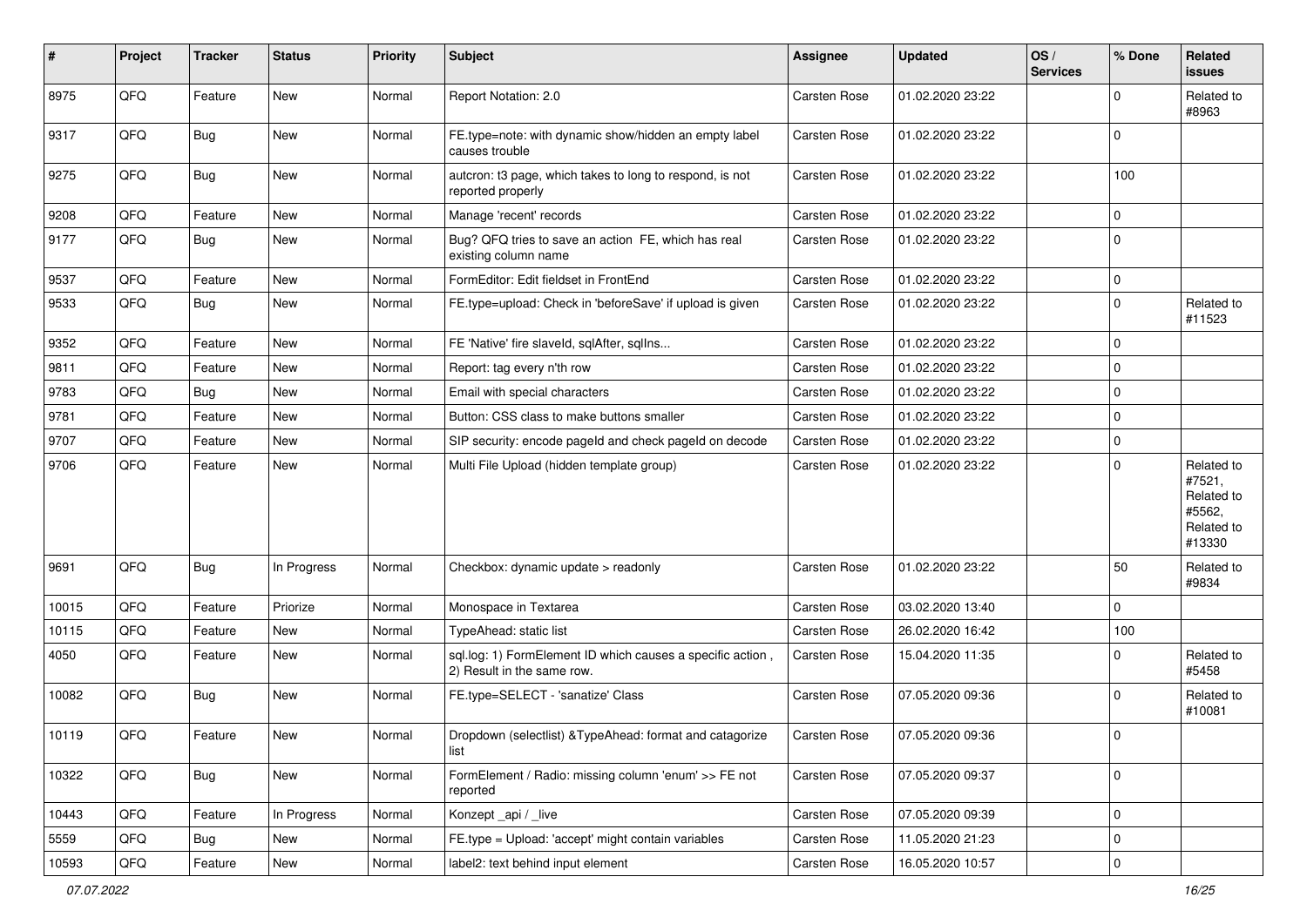| # | Project | Tracker | Status | Priority | Subject | Assignee | Updated | OS / Services | % Done | Related issues |
|---|---|---|---|---|---|---|---|---|---|---|
| 8975 | QFQ | Feature | New | Normal | Report Notation: 2.0 | Carsten Rose | 01.02.2020 23:22 | | 0 | Related to #8963 |
| 9317 | QFQ | Bug | New | Normal | FE.type=note: with dynamic show/hidden an empty label causes trouble | Carsten Rose | 01.02.2020 23:22 | | 0 | |
| 9275 | QFQ | Bug | New | Normal | autcron: t3 page, which takes to long to respond, is not reported properly | Carsten Rose | 01.02.2020 23:22 | | 100 | |
| 9208 | QFQ | Feature | New | Normal | Manage 'recent' records | Carsten Rose | 01.02.2020 23:22 | | 0 | |
| 9177 | QFQ | Bug | New | Normal | Bug? QFQ tries to save an action FE, which has real existing column name | Carsten Rose | 01.02.2020 23:22 | | 0 | |
| 9537 | QFQ | Feature | New | Normal | FormEditor: Edit fieldset in FrontEnd | Carsten Rose | 01.02.2020 23:22 | | 0 | |
| 9533 | QFQ | Bug | New | Normal | FE.type=upload: Check in 'beforeSave' if upload is given | Carsten Rose | 01.02.2020 23:22 | | 0 | Related to #11523 |
| 9352 | QFQ | Feature | New | Normal | FE 'Native' fire slaveId, sqlAfter, sqlIns... | Carsten Rose | 01.02.2020 23:22 | | 0 | |
| 9811 | QFQ | Feature | New | Normal | Report: tag every n'th row | Carsten Rose | 01.02.2020 23:22 | | 0 | |
| 9783 | QFQ | Bug | New | Normal | Email with special characters | Carsten Rose | 01.02.2020 23:22 | | 0 | |
| 9781 | QFQ | Feature | New | Normal | Button: CSS class to make buttons smaller | Carsten Rose | 01.02.2020 23:22 | | 0 | |
| 9707 | QFQ | Feature | New | Normal | SIP security: encode pageId and check pageId on decode | Carsten Rose | 01.02.2020 23:22 | | 0 | |
| 9706 | QFQ | Feature | New | Normal | Multi File Upload (hidden template group) | Carsten Rose | 01.02.2020 23:22 | | 0 | Related to #7521, Related to #5562, Related to #13330 |
| 9691 | QFQ | Bug | In Progress | Normal | Checkbox: dynamic update > readonly | Carsten Rose | 01.02.2020 23:22 | | 50 | Related to #9834 |
| 10015 | QFQ | Feature | Priorize | Normal | Monospace in Textarea | Carsten Rose | 03.02.2020 13:40 | | 0 | |
| 10115 | QFQ | Feature | New | Normal | TypeAhead: static list | Carsten Rose | 26.02.2020 16:42 | | 100 | |
| 4050 | QFQ | Feature | New | Normal | sql.log: 1) FormElement ID which causes a specific action , 2) Result in the same row. | Carsten Rose | 15.04.2020 11:35 | | 0 | Related to #5458 |
| 10082 | QFQ | Bug | New | Normal | FE.type=SELECT - 'sanatize' Class | Carsten Rose | 07.05.2020 09:36 | | 0 | Related to #10081 |
| 10119 | QFQ | Feature | New | Normal | Dropdown (selectlist) &TypeAhead: format and catagorize list | Carsten Rose | 07.05.2020 09:36 | | 0 | |
| 10322 | QFQ | Bug | New | Normal | FormElement / Radio: missing column 'enum' >> FE not reported | Carsten Rose | 07.05.2020 09:37 | | 0 | |
| 10443 | QFQ | Feature | In Progress | Normal | Konzept _api / _live | Carsten Rose | 07.05.2020 09:39 | | 0 | |
| 5559 | QFQ | Bug | New | Normal | FE.type = Upload: 'accept' might contain variables | Carsten Rose | 11.05.2020 21:23 | | 0 | |
| 10593 | QFQ | Feature | New | Normal | label2: text behind input element | Carsten Rose | 16.05.2020 10:57 | | 0 | |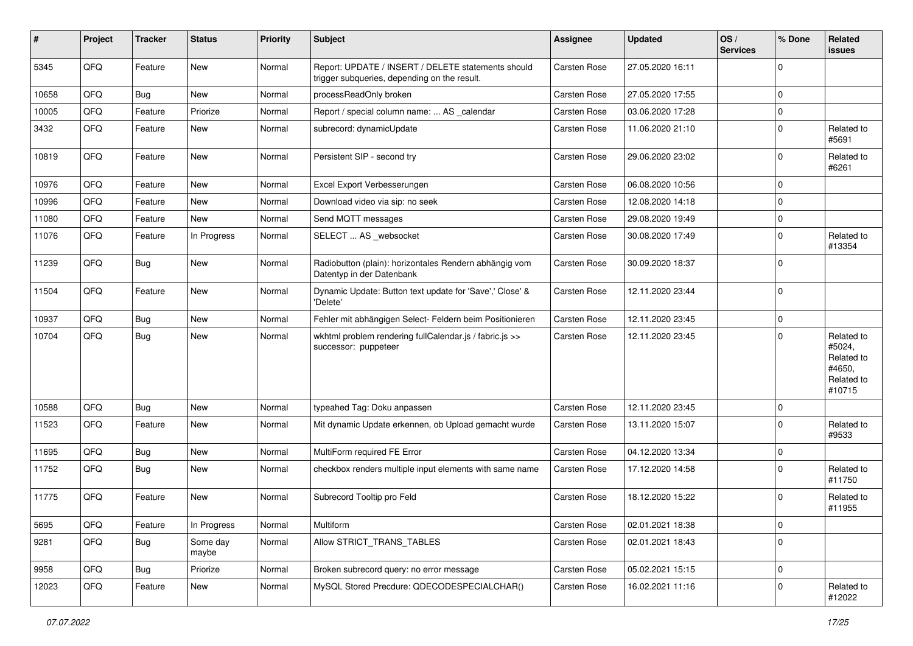| # | Project | Tracker | Status | Priority | Subject | Assignee | Updated | OS / Services | % Done | Related issues |
|---|---|---|---|---|---|---|---|---|---|---|
| 5345 | QFQ | Feature | New | Normal | Report: UPDATE / INSERT / DELETE statements should trigger subqueries, depending on the result. | Carsten Rose | 27.05.2020 16:11 | | 0 | |
| 10658 | QFQ | Bug | New | Normal | processReadOnly broken | Carsten Rose | 27.05.2020 17:55 | | 0 | |
| 10005 | QFQ | Feature | Priorize | Normal | Report / special column name: ... AS _calendar | Carsten Rose | 03.06.2020 17:28 | | 0 | |
| 3432 | QFQ | Feature | New | Normal | subrecord: dynamicUpdate | Carsten Rose | 11.06.2020 21:10 | | 0 | Related to #5691 |
| 10819 | QFQ | Feature | New | Normal | Persistent SIP - second try | Carsten Rose | 29.06.2020 23:02 | | 0 | Related to #6261 |
| 10976 | QFQ | Feature | New | Normal | Excel Export Verbesserungen | Carsten Rose | 06.08.2020 10:56 | | 0 | |
| 10996 | QFQ | Feature | New | Normal | Download video via sip: no seek | Carsten Rose | 12.08.2020 14:18 | | 0 | |
| 11080 | QFQ | Feature | New | Normal | Send MQTT messages | Carsten Rose | 29.08.2020 19:49 | | 0 | |
| 11076 | QFQ | Feature | In Progress | Normal | SELECT ... AS _websocket | Carsten Rose | 30.08.2020 17:49 | | 0 | Related to #13354 |
| 11239 | QFQ | Bug | New | Normal | Radiobutton (plain): horizontales Rendern abhängig vom Datentyp in der Datenbank | Carsten Rose | 30.09.2020 18:37 | | 0 | |
| 11504 | QFQ | Feature | New | Normal | Dynamic Update: Button text update for 'Save',' Close' & 'Delete' | Carsten Rose | 12.11.2020 23:44 | | 0 | |
| 10937 | QFQ | Bug | New | Normal | Fehler mit abhängigen Select- Feldern beim Positionieren | Carsten Rose | 12.11.2020 23:45 | | 0 | |
| 10704 | QFQ | Bug | New | Normal | wkhtml problem rendering fullCalendar.js / fabric.js >> successor: puppeteer | Carsten Rose | 12.11.2020 23:45 | | 0 | Related to #5024, Related to #4650, Related to #10715 |
| 10588 | QFQ | Bug | New | Normal | typeahed Tag: Doku anpassen | Carsten Rose | 12.11.2020 23:45 | | 0 | |
| 11523 | QFQ | Feature | New | Normal | Mit dynamic Update erkennen, ob Upload gemacht wurde | Carsten Rose | 13.11.2020 15:07 | | 0 | Related to #9533 |
| 11695 | QFQ | Bug | New | Normal | MultiForm required FE Error | Carsten Rose | 04.12.2020 13:34 | | 0 | |
| 11752 | QFQ | Bug | New | Normal | checkbox renders multiple input elements with same name | Carsten Rose | 17.12.2020 14:58 | | 0 | Related to #11750 |
| 11775 | QFQ | Feature | New | Normal | Subrecord Tooltip pro Feld | Carsten Rose | 18.12.2020 15:22 | | 0 | Related to #11955 |
| 5695 | QFQ | Feature | In Progress | Normal | Multiform | Carsten Rose | 02.01.2021 18:38 | | 0 | |
| 9281 | QFQ | Bug | Some day maybe | Normal | Allow STRICT_TRANS_TABLES | Carsten Rose | 02.01.2021 18:43 | | 0 | |
| 9958 | QFQ | Bug | Priorize | Normal | Broken subrecord query: no error message | Carsten Rose | 05.02.2021 15:15 | | 0 | |
| 12023 | QFQ | Feature | New | Normal | MySQL Stored Precdure: QDECODESPECIALCHAR() | Carsten Rose | 16.02.2021 11:16 | | 0 | Related to #12022 |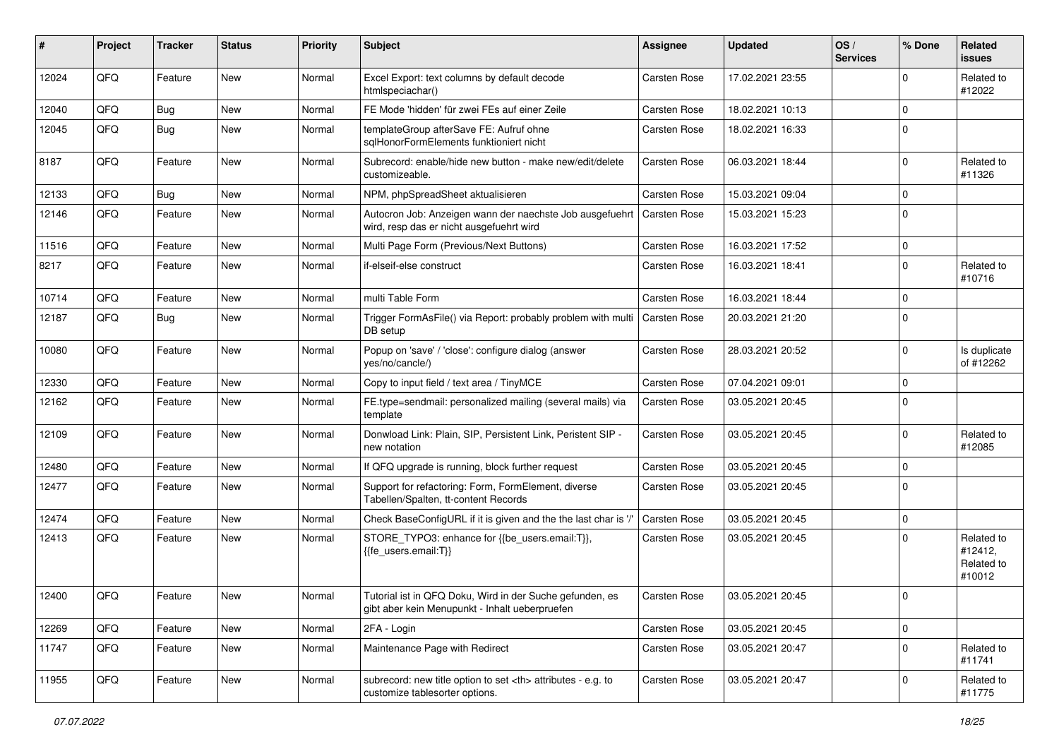| # | Project | Tracker | Status | Priority | Subject | Assignee | Updated | OS / Services | % Done | Related issues |
|---|---|---|---|---|---|---|---|---|---|---|
| 12024 | QFQ | Feature | New | Normal | Excel Export: text columns by default decode htmlspeciachar() | Carsten Rose | 17.02.2021 23:55 | | 0 | Related to #12022 |
| 12040 | QFQ | Bug | New | Normal | FE Mode 'hidden' für zwei FEs auf einer Zeile | Carsten Rose | 18.02.2021 10:13 | | 0 | |
| 12045 | QFQ | Bug | New | Normal | templateGroup afterSave FE: Aufruf ohne sqlHonorFormElements funktioniert nicht | Carsten Rose | 18.02.2021 16:33 | | 0 | |
| 8187 | QFQ | Feature | New | Normal | Subrecord: enable/hide new button - make new/edit/delete customizeable. | Carsten Rose | 06.03.2021 18:44 | | 0 | Related to #11326 |
| 12133 | QFQ | Bug | New | Normal | NPM, phpSpreadSheet aktualisieren | Carsten Rose | 15.03.2021 09:04 | | 0 | |
| 12146 | QFQ | Feature | New | Normal | Autocron Job: Anzeigen wann der naechste Job ausgefuehrt wird, resp das er nicht ausgefuehrt wird | Carsten Rose | 15.03.2021 15:23 | | 0 | |
| 11516 | QFQ | Feature | New | Normal | Multi Page Form (Previous/Next Buttons) | Carsten Rose | 16.03.2021 17:52 | | 0 | |
| 8217 | QFQ | Feature | New | Normal | if-elseif-else construct | Carsten Rose | 16.03.2021 18:41 | | 0 | Related to #10716 |
| 10714 | QFQ | Feature | New | Normal | multi Table Form | Carsten Rose | 16.03.2021 18:44 | | 0 | |
| 12187 | QFQ | Bug | New | Normal | Trigger FormAsFile() via Report: probably problem with multi DB setup | Carsten Rose | 20.03.2021 21:20 | | 0 | |
| 10080 | QFQ | Feature | New | Normal | Popup on 'save' / 'close': configure dialog (answer yes/no/cancle/) | Carsten Rose | 28.03.2021 20:52 | | 0 | Is duplicate of #12262 |
| 12330 | QFQ | Feature | New | Normal | Copy to input field / text area / TinyMCE | Carsten Rose | 07.04.2021 09:01 | | 0 | |
| 12162 | QFQ | Feature | New | Normal | FE.type=sendmail: personalized mailing (several mails) via template | Carsten Rose | 03.05.2021 20:45 | | 0 | |
| 12109 | QFQ | Feature | New | Normal | Donwload Link: Plain, SIP, Persistent Link, Peristent SIP - new notation | Carsten Rose | 03.05.2021 20:45 | | 0 | Related to #12085 |
| 12480 | QFQ | Feature | New | Normal | If QFQ upgrade is running, block further request | Carsten Rose | 03.05.2021 20:45 | | 0 | |
| 12477 | QFQ | Feature | New | Normal | Support for refactoring: Form, FormElement, diverse Tabellen/Spalten, tt-content Records | Carsten Rose | 03.05.2021 20:45 | | 0 | |
| 12474 | QFQ | Feature | New | Normal | Check BaseConfigURL if it is given and the the last char is '/' | Carsten Rose | 03.05.2021 20:45 | | 0 | |
| 12413 | QFQ | Feature | New | Normal | STORE_TYPO3: enhance for {{be_users.email:T}}, {{fe_users.email:T}} | Carsten Rose | 03.05.2021 20:45 | | 0 | Related to #12412, Related to #10012 |
| 12400 | QFQ | Feature | New | Normal | Tutorial ist in QFQ Doku, Wird in der Suche gefunden, es gibt aber kein Menupunkt - Inhalt ueberpruefen | Carsten Rose | 03.05.2021 20:45 | | 0 | |
| 12269 | QFQ | Feature | New | Normal | 2FA - Login | Carsten Rose | 03.05.2021 20:45 | | 0 | |
| 11747 | QFQ | Feature | New | Normal | Maintenance Page with Redirect | Carsten Rose | 03.05.2021 20:47 | | 0 | Related to #11741 |
| 11955 | QFQ | Feature | New | Normal | subrecord: new title option to set <th> attributes - e.g. to customize tablesorter options. | Carsten Rose | 03.05.2021 20:47 | | 0 | Related to #11775 |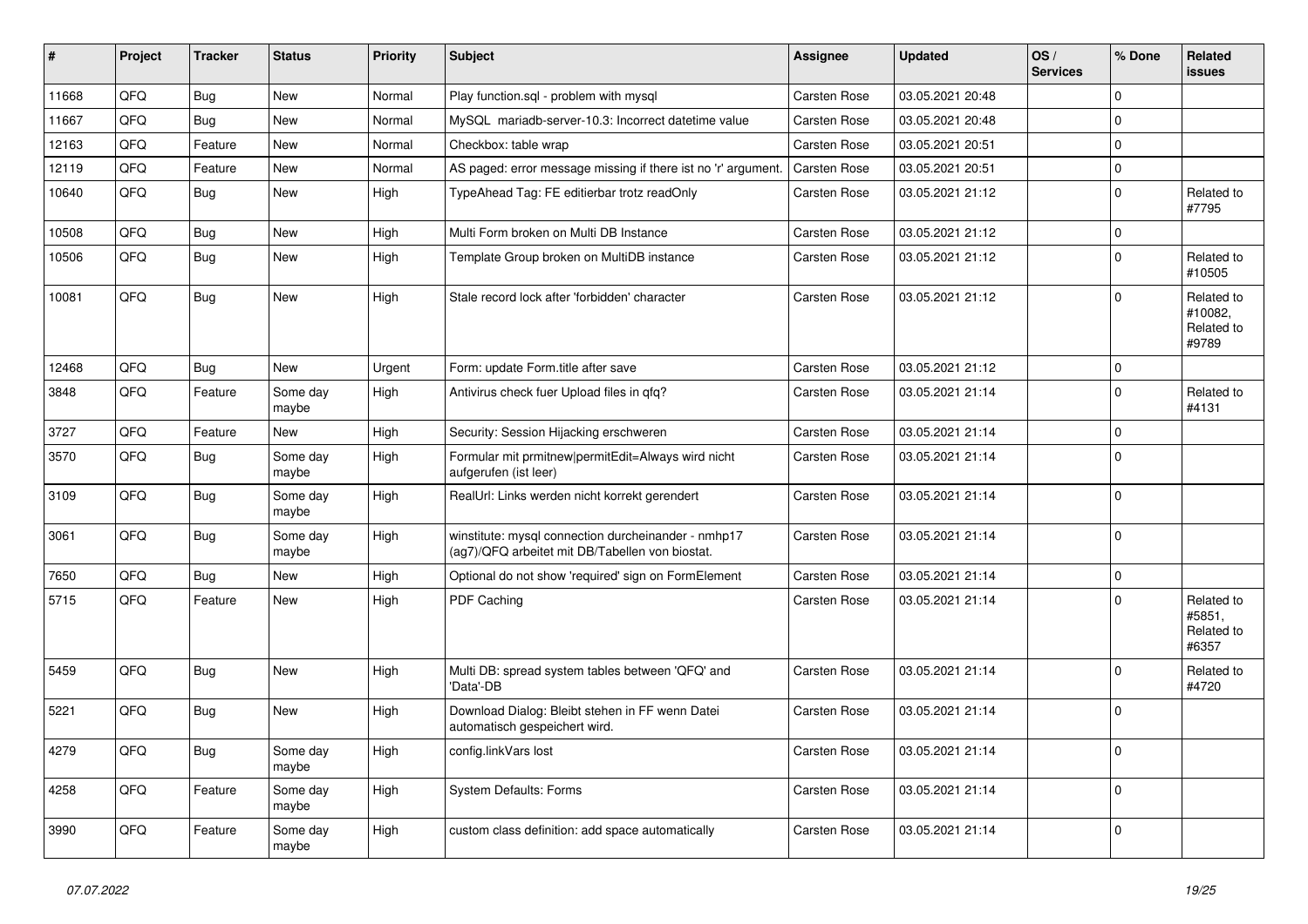| # | Project | Tracker | Status | Priority | Subject | Assignee | Updated | OS / Services | % Done | Related issues |
|---|---|---|---|---|---|---|---|---|---|---|
| 11668 | QFQ | Bug | New | Normal | Play function.sql - problem with mysql | Carsten Rose | 03.05.2021 20:48 | | 0 | |
| 11667 | QFQ | Bug | New | Normal | MySQL mariadb-server-10.3: Incorrect datetime value | Carsten Rose | 03.05.2021 20:48 | | 0 | |
| 12163 | QFQ | Feature | New | Normal | Checkbox: table wrap | Carsten Rose | 03.05.2021 20:51 | | 0 | |
| 12119 | QFQ | Feature | New | Normal | AS paged: error message missing if there ist no 'r' argument. | Carsten Rose | 03.05.2021 20:51 | | 0 | |
| 10640 | QFQ | Bug | New | High | TypeAhead Tag: FE editierbar trotz readOnly | Carsten Rose | 03.05.2021 21:12 | | 0 | Related to #7795 |
| 10508 | QFQ | Bug | New | High | Multi Form broken on Multi DB Instance | Carsten Rose | 03.05.2021 21:12 | | 0 | |
| 10506 | QFQ | Bug | New | High | Template Group broken on MultiDB instance | Carsten Rose | 03.05.2021 21:12 | | 0 | Related to #10505 |
| 10081 | QFQ | Bug | New | High | Stale record lock after 'forbidden' character | Carsten Rose | 03.05.2021 21:12 | | 0 | Related to #10082, Related to #9789 |
| 12468 | QFQ | Bug | New | Urgent | Form: update Form.title after save | Carsten Rose | 03.05.2021 21:12 | | 0 | |
| 3848 | QFQ | Feature | Some day maybe | High | Antivirus check fuer Upload files in qfq? | Carsten Rose | 03.05.2021 21:14 | | 0 | Related to #4131 |
| 3727 | QFQ | Feature | New | High | Security: Session Hijacking erschweren | Carsten Rose | 03.05.2021 21:14 | | 0 | |
| 3570 | QFQ | Bug | Some day maybe | High | Formular mit prmitnew\|permitEdit=Always wird nicht aufgerufen (ist leer) | Carsten Rose | 03.05.2021 21:14 | | 0 | |
| 3109 | QFQ | Bug | Some day maybe | High | RealUrl: Links werden nicht korrekt gerendert | Carsten Rose | 03.05.2021 21:14 | | 0 | |
| 3061 | QFQ | Bug | Some day maybe | High | winstitute: mysql connection durcheinander - nmhp17 (ag7)/QFQ arbeitet mit DB/Tabellen von biostat. | Carsten Rose | 03.05.2021 21:14 | | 0 | |
| 7650 | QFQ | Bug | New | High | Optional do not show 'required' sign on FormElement | Carsten Rose | 03.05.2021 21:14 | | 0 | |
| 5715 | QFQ | Feature | New | High | PDF Caching | Carsten Rose | 03.05.2021 21:14 | | 0 | Related to #5851, Related to #6357 |
| 5459 | QFQ | Bug | New | High | Multi DB: spread system tables between 'QFQ' and 'Data'-DB | Carsten Rose | 03.05.2021 21:14 | | 0 | Related to #4720 |
| 5221 | QFQ | Bug | New | High | Download Dialog: Bleibt stehen in FF wenn Datei automatisch gespeichert wird. | Carsten Rose | 03.05.2021 21:14 | | 0 | |
| 4279 | QFQ | Bug | Some day maybe | High | config.linkVars lost | Carsten Rose | 03.05.2021 21:14 | | 0 | |
| 4258 | QFQ | Feature | Some day maybe | High | System Defaults: Forms | Carsten Rose | 03.05.2021 21:14 | | 0 | |
| 3990 | QFQ | Feature | Some day maybe | High | custom class definition: add space automatically | Carsten Rose | 03.05.2021 21:14 | | 0 | |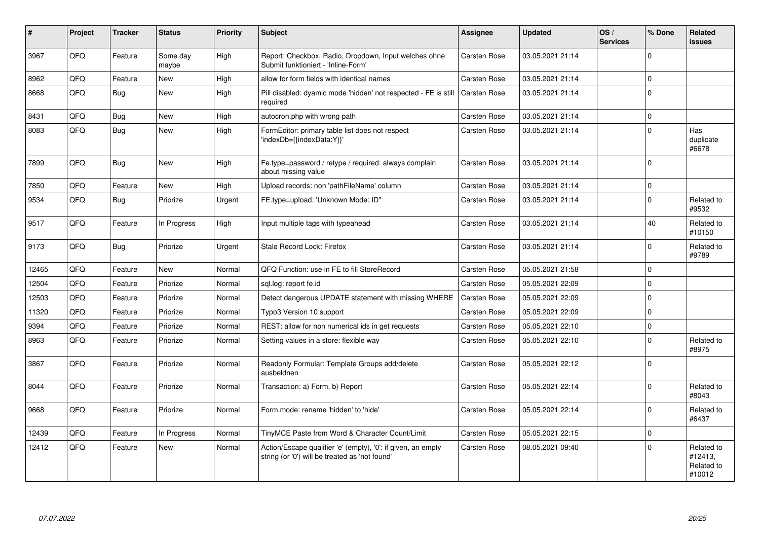| # | Project | Tracker | Status | Priority | Subject | Assignee | Updated | OS / Services | % Done | Related issues |
|---|---|---|---|---|---|---|---|---|---|---|
| 3967 | QFQ | Feature | Some day maybe | High | Report: Checkbox, Radio, Dropdown, Input welches ohne Submit funktioniert - 'Inline-Form' | Carsten Rose | 03.05.2021 21:14 | | 0 | |
| 8962 | QFQ | Feature | New | High | allow for form fields with identical names | Carsten Rose | 03.05.2021 21:14 | | 0 | |
| 8668 | QFQ | Bug | New | High | Pill disabled: dyamic mode 'hidden' not respected - FE is still required | Carsten Rose | 03.05.2021 21:14 | | 0 | |
| 8431 | QFQ | Bug | New | High | autocron.php with wrong path | Carsten Rose | 03.05.2021 21:14 | | 0 | |
| 8083 | QFQ | Bug | New | High | FormEditor: primary table list does not respect 'indexDb={{indexData:Y}}' | Carsten Rose | 03.05.2021 21:14 | | 0 | Has duplicate #6678 |
| 7899 | QFQ | Bug | New | High | Fe.type=password / retype / required: always complain about missing value | Carsten Rose | 03.05.2021 21:14 | | 0 | |
| 7850 | QFQ | Feature | New | High | Upload records: non 'pathFileName' column | Carsten Rose | 03.05.2021 21:14 | | 0 | |
| 9534 | QFQ | Bug | Priorize | Urgent | FE.type=upload: 'Unknown Mode: ID" | Carsten Rose | 03.05.2021 21:14 | | 0 | Related to #9532 |
| 9517 | QFQ | Feature | In Progress | High | Input multiple tags with typeahead | Carsten Rose | 03.05.2021 21:14 | | 40 | Related to #10150 |
| 9173 | QFQ | Bug | Priorize | Urgent | Stale Record Lock: Firefox | Carsten Rose | 03.05.2021 21:14 | | 0 | Related to #9789 |
| 12465 | QFQ | Feature | New | Normal | QFQ Function: use in FE to fill StoreRecord | Carsten Rose | 05.05.2021 21:58 | | 0 | |
| 12504 | QFQ | Feature | Priorize | Normal | sql.log: report fe.id | Carsten Rose | 05.05.2021 22:09 | | 0 | |
| 12503 | QFQ | Feature | Priorize | Normal | Detect dangerous UPDATE statement with missing WHERE | Carsten Rose | 05.05.2021 22:09 | | 0 | |
| 11320 | QFQ | Feature | Priorize | Normal | Typo3 Version 10 support | Carsten Rose | 05.05.2021 22:09 | | 0 | |
| 9394 | QFQ | Feature | Priorize | Normal | REST: allow for non numerical ids in get requests | Carsten Rose | 05.05.2021 22:10 | | 0 | |
| 8963 | QFQ | Feature | Priorize | Normal | Setting values in a store: flexible way | Carsten Rose | 05.05.2021 22:10 | | 0 | Related to #8975 |
| 3867 | QFQ | Feature | Priorize | Normal | Readonly Formular: Template Groups add/delete ausbeldnen | Carsten Rose | 05.05.2021 22:12 | | 0 | |
| 8044 | QFQ | Feature | Priorize | Normal | Transaction: a) Form, b) Report | Carsten Rose | 05.05.2021 22:14 | | 0 | Related to #8043 |
| 9668 | QFQ | Feature | Priorize | Normal | Form.mode: rename 'hidden' to 'hide' | Carsten Rose | 05.05.2021 22:14 | | 0 | Related to #6437 |
| 12439 | QFQ | Feature | In Progress | Normal | TinyMCE Paste from Word & Character Count/Limit | Carsten Rose | 05.05.2021 22:15 | | 0 | |
| 12412 | QFQ | Feature | New | Normal | Action/Escape qualifier 'e' (empty), '0': if given, an empty string (or '0') will be treated as 'not found' | Carsten Rose | 08.05.2021 09:40 | | 0 | Related to #12413, Related to #10012 |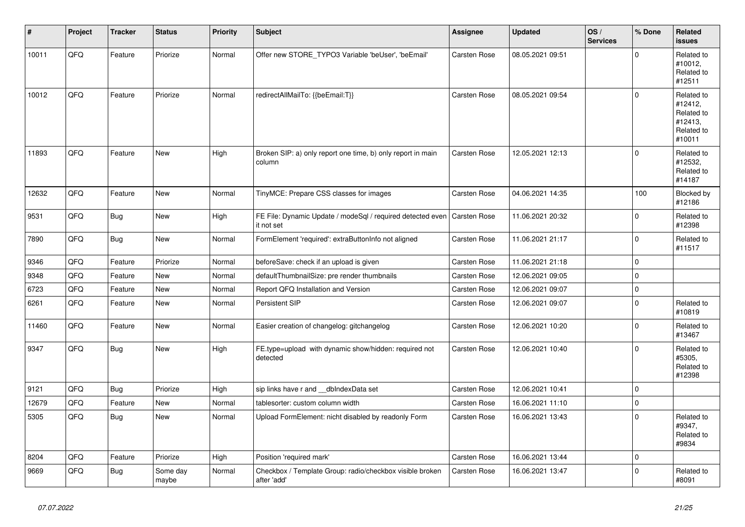| # | Project | Tracker | Status | Priority | Subject | Assignee | Updated | OS / Services | % Done | Related issues |
|---|---|---|---|---|---|---|---|---|---|---|
| 10011 | QFQ | Feature | Priorize | Normal | Offer new STORE_TYPO3 Variable 'beUser', 'beEmail' | Carsten Rose | 08.05.2021 09:51 | | 0 | Related to #10012, Related to #12511 |
| 10012 | QFQ | Feature | Priorize | Normal | redirectAllMailTo: {{beEmail:T}} | Carsten Rose | 08.05.2021 09:54 | | 0 | Related to #12412, Related to #12413, Related to #10011 |
| 11893 | QFQ | Feature | New | High | Broken SIP: a) only report one time, b) only report in main column | Carsten Rose | 12.05.2021 12:13 | | 0 | Related to #12532, Related to #14187 |
| 12632 | QFQ | Feature | New | Normal | TinyMCE: Prepare CSS classes for images | Carsten Rose | 04.06.2021 14:35 | | 100 | Blocked by #12186 |
| 9531 | QFQ | Bug | New | High | FE File: Dynamic Update / modeSql / required detected even it not set | Carsten Rose | 11.06.2021 20:32 | | 0 | Related to #12398 |
| 7890 | QFQ | Bug | New | Normal | FormElement 'required': extraButtonInfo not aligned | Carsten Rose | 11.06.2021 21:17 | | 0 | Related to #11517 |
| 9346 | QFQ | Feature | Priorize | Normal | beforeSave: check if an upload is given | Carsten Rose | 11.06.2021 21:18 | | 0 | |
| 9348 | QFQ | Feature | New | Normal | defaultThumbnailSize: pre render thumbnails | Carsten Rose | 12.06.2021 09:05 | | 0 | |
| 6723 | QFQ | Feature | New | Normal | Report QFQ Installation and Version | Carsten Rose | 12.06.2021 09:07 | | 0 | |
| 6261 | QFQ | Feature | New | Normal | Persistent SIP | Carsten Rose | 12.06.2021 09:07 | | 0 | Related to #10819 |
| 11460 | QFQ | Feature | New | Normal | Easier creation of changelog: gitchangelog | Carsten Rose | 12.06.2021 10:20 | | 0 | Related to #13467 |
| 9347 | QFQ | Bug | New | High | FE.type=upload with dynamic show/hidden: required not detected | Carsten Rose | 12.06.2021 10:40 | | 0 | Related to #5305, Related to #12398 |
| 9121 | QFQ | Bug | Priorize | High | sip links have r and __dbIndexData set | Carsten Rose | 12.06.2021 10:41 | | 0 | |
| 12679 | QFQ | Feature | New | Normal | tablesorter: custom column width | Carsten Rose | 16.06.2021 11:10 | | 0 | |
| 5305 | QFQ | Bug | New | Normal | Upload FormElement: nicht disabled by readonly Form | Carsten Rose | 16.06.2021 13:43 | | 0 | Related to #9347, Related to #9834 |
| 8204 | QFQ | Feature | Priorize | High | Position 'required mark' | Carsten Rose | 16.06.2021 13:44 | | 0 | |
| 9669 | QFQ | Bug | Some day maybe | Normal | Checkbox / Template Group: radio/checkbox visible broken after 'add' | Carsten Rose | 16.06.2021 13:47 | | 0 | Related to #8091 |

*07.07.2022*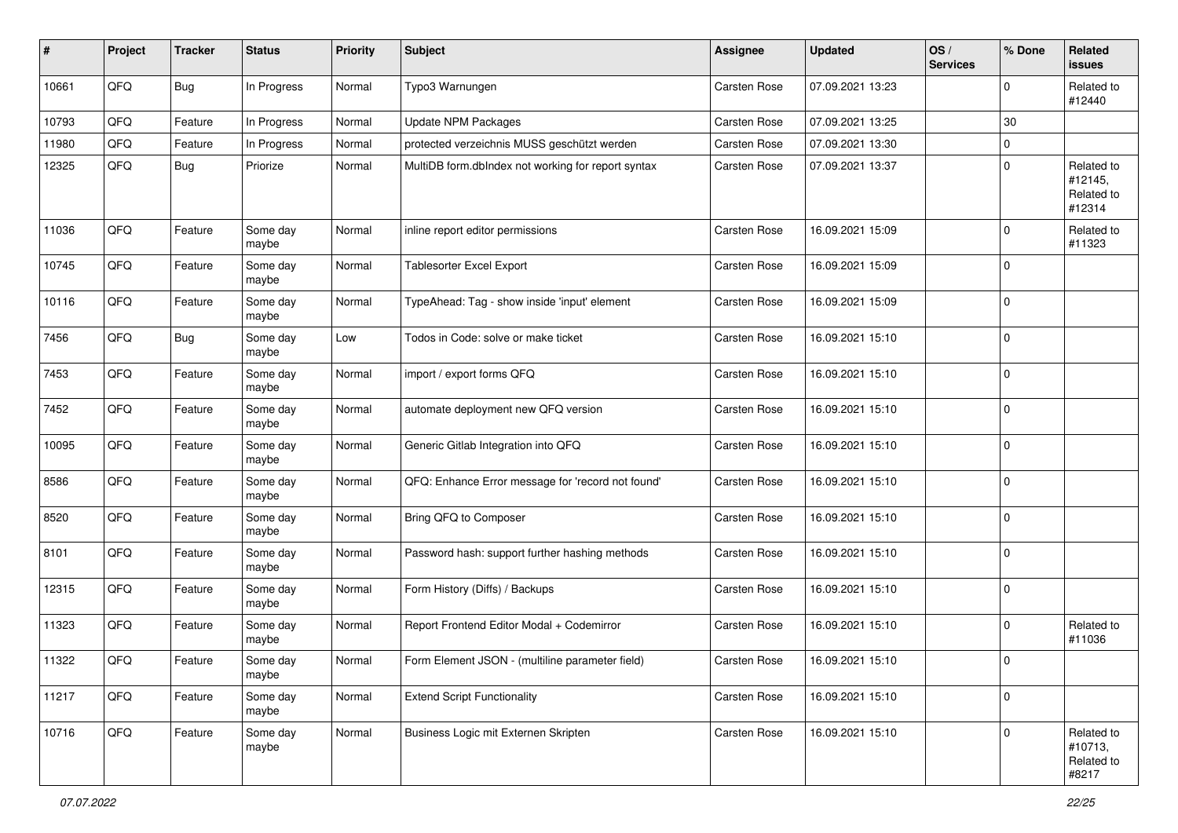| # | Project | Tracker | Status | Priority | Subject | Assignee | Updated | OS / Services | % Done | Related issues |
|---|---|---|---|---|---|---|---|---|---|---|
| 10661 | QFQ | Bug | In Progress | Normal | Typo3 Warnungen | Carsten Rose | 07.09.2021 13:23 | | 0 | Related to #12440 |
| 10793 | QFQ | Feature | In Progress | Normal | Update NPM Packages | Carsten Rose | 07.09.2021 13:25 | | 30 | |
| 11980 | QFQ | Feature | In Progress | Normal | protected verzeichnis MUSS geschützt werden | Carsten Rose | 07.09.2021 13:30 | | 0 | |
| 12325 | QFQ | Bug | Priorize | Normal | MultiDB form.dbIndex not working for report syntax | Carsten Rose | 07.09.2021 13:37 | | 0 | Related to #12145, Related to #12314 |
| 11036 | QFQ | Feature | Some day maybe | Normal | inline report editor permissions | Carsten Rose | 16.09.2021 15:09 | | 0 | Related to #11323 |
| 10745 | QFQ | Feature | Some day maybe | Normal | Tablesorter Excel Export | Carsten Rose | 16.09.2021 15:09 | | 0 | |
| 10116 | QFQ | Feature | Some day maybe | Normal | TypeAhead: Tag - show inside 'input' element | Carsten Rose | 16.09.2021 15:09 | | 0 | |
| 7456 | QFQ | Bug | Some day maybe | Low | Todos in Code: solve or make ticket | Carsten Rose | 16.09.2021 15:10 | | 0 | |
| 7453 | QFQ | Feature | Some day maybe | Normal | import / export forms QFQ | Carsten Rose | 16.09.2021 15:10 | | 0 | |
| 7452 | QFQ | Feature | Some day maybe | Normal | automate deployment new QFQ version | Carsten Rose | 16.09.2021 15:10 | | 0 | |
| 10095 | QFQ | Feature | Some day maybe | Normal | Generic Gitlab Integration into QFQ | Carsten Rose | 16.09.2021 15:10 | | 0 | |
| 8586 | QFQ | Feature | Some day maybe | Normal | QFQ: Enhance Error message for 'record not found' | Carsten Rose | 16.09.2021 15:10 | | 0 | |
| 8520 | QFQ | Feature | Some day maybe | Normal | Bring QFQ to Composer | Carsten Rose | 16.09.2021 15:10 | | 0 | |
| 8101 | QFQ | Feature | Some day maybe | Normal | Password hash: support further hashing methods | Carsten Rose | 16.09.2021 15:10 | | 0 | |
| 12315 | QFQ | Feature | Some day maybe | Normal | Form History (Diffs) / Backups | Carsten Rose | 16.09.2021 15:10 | | 0 | |
| 11323 | QFQ | Feature | Some day maybe | Normal | Report Frontend Editor Modal + Codemirror | Carsten Rose | 16.09.2021 15:10 | | 0 | Related to #11036 |
| 11322 | QFQ | Feature | Some day maybe | Normal | Form Element JSON - (multiline parameter field) | Carsten Rose | 16.09.2021 15:10 | | 0 | |
| 11217 | QFQ | Feature | Some day maybe | Normal | Extend Script Functionality | Carsten Rose | 16.09.2021 15:10 | | 0 | |
| 10716 | QFQ | Feature | Some day maybe | Normal | Business Logic mit Externen Skripten | Carsten Rose | 16.09.2021 15:10 | | 0 | Related to #10713, Related to #8217 |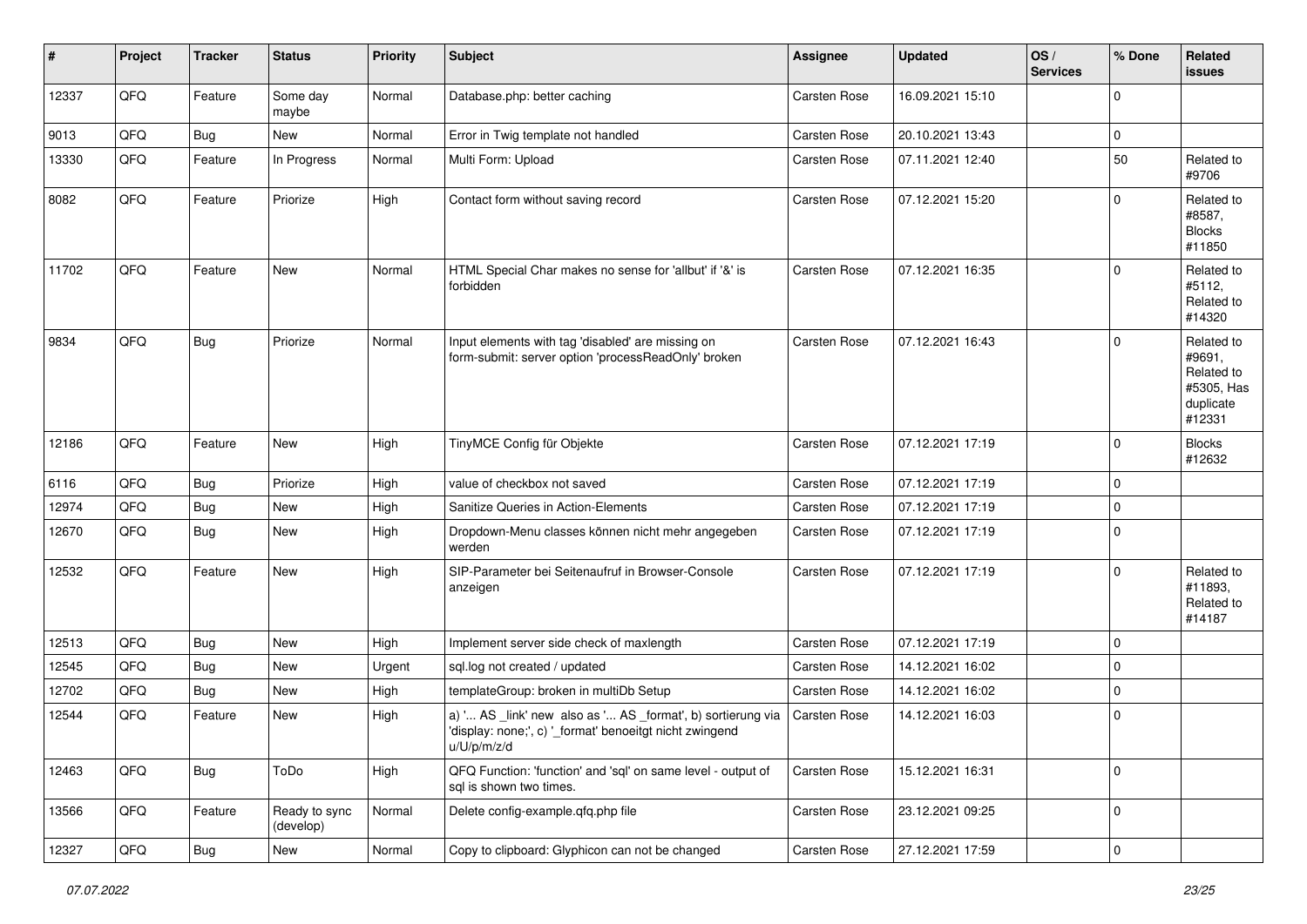| # | Project | Tracker | Status | Priority | Subject | Assignee | Updated | OS / Services | % Done | Related issues |
|---|---|---|---|---|---|---|---|---|---|---|
| 12337 | QFQ | Feature | Some day maybe | Normal | Database.php: better caching | Carsten Rose | 16.09.2021 15:10 | | 0 | |
| 9013 | QFQ | Bug | New | Normal | Error in Twig template not handled | Carsten Rose | 20.10.2021 13:43 | | 0 | |
| 13330 | QFQ | Feature | In Progress | Normal | Multi Form: Upload | Carsten Rose | 07.11.2021 12:40 | | 50 | Related to #9706 |
| 8082 | QFQ | Feature | Priorize | High | Contact form without saving record | Carsten Rose | 07.12.2021 15:20 | | 0 | Related to #8587, Blocks #11850 |
| 11702 | QFQ | Feature | New | Normal | HTML Special Char makes no sense for 'allbut' if '&' is forbidden | Carsten Rose | 07.12.2021 16:35 | | 0 | Related to #5112, Related to #14320 |
| 9834 | QFQ | Bug | Priorize | Normal | Input elements with tag 'disabled' are missing on form-submit: server option 'processReadOnly' broken | Carsten Rose | 07.12.2021 16:43 | | 0 | Related to #9691, Related to #5305, Has duplicate #12331 |
| 12186 | QFQ | Feature | New | High | TinyMCE Config für Objekte | Carsten Rose | 07.12.2021 17:19 | | 0 | Blocks #12632 |
| 6116 | QFQ | Bug | Priorize | High | value of checkbox not saved | Carsten Rose | 07.12.2021 17:19 | | 0 | |
| 12974 | QFQ | Bug | New | High | Sanitize Queries in Action-Elements | Carsten Rose | 07.12.2021 17:19 | | 0 | |
| 12670 | QFQ | Bug | New | High | Dropdown-Menu classes können nicht mehr angegeben werden | Carsten Rose | 07.12.2021 17:19 | | 0 | |
| 12532 | QFQ | Feature | New | High | SIP-Parameter bei Seitenaufruf in Browser-Console anzeigen | Carsten Rose | 07.12.2021 17:19 | | 0 | Related to #11893, Related to #14187 |
| 12513 | QFQ | Bug | New | High | Implement server side check of maxlength | Carsten Rose | 07.12.2021 17:19 | | 0 | |
| 12545 | QFQ | Bug | New | Urgent | sql.log not created / updated | Carsten Rose | 14.12.2021 16:02 | | 0 | |
| 12702 | QFQ | Bug | New | High | templateGroup: broken in multiDb Setup | Carsten Rose | 14.12.2021 16:02 | | 0 | |
| 12544 | QFQ | Feature | New | High | a) '... AS _link' new also as '... AS _format', b) sortierung via 'display: none;', c) '_format' benoeitgt nicht zwingend u/U/p/m/z/d | Carsten Rose | 14.12.2021 16:03 | | 0 | |
| 12463 | QFQ | Bug | ToDo | High | QFQ Function: 'function' and 'sql' on same level - output of sql is shown two times. | Carsten Rose | 15.12.2021 16:31 | | 0 | |
| 13566 | QFQ | Feature | Ready to sync (develop) | Normal | Delete config-example.qfq.php file | Carsten Rose | 23.12.2021 09:25 | | 0 | |
| 12327 | QFQ | Bug | New | Normal | Copy to clipboard: Glyphicon can not be changed | Carsten Rose | 27.12.2021 17:59 | | 0 | |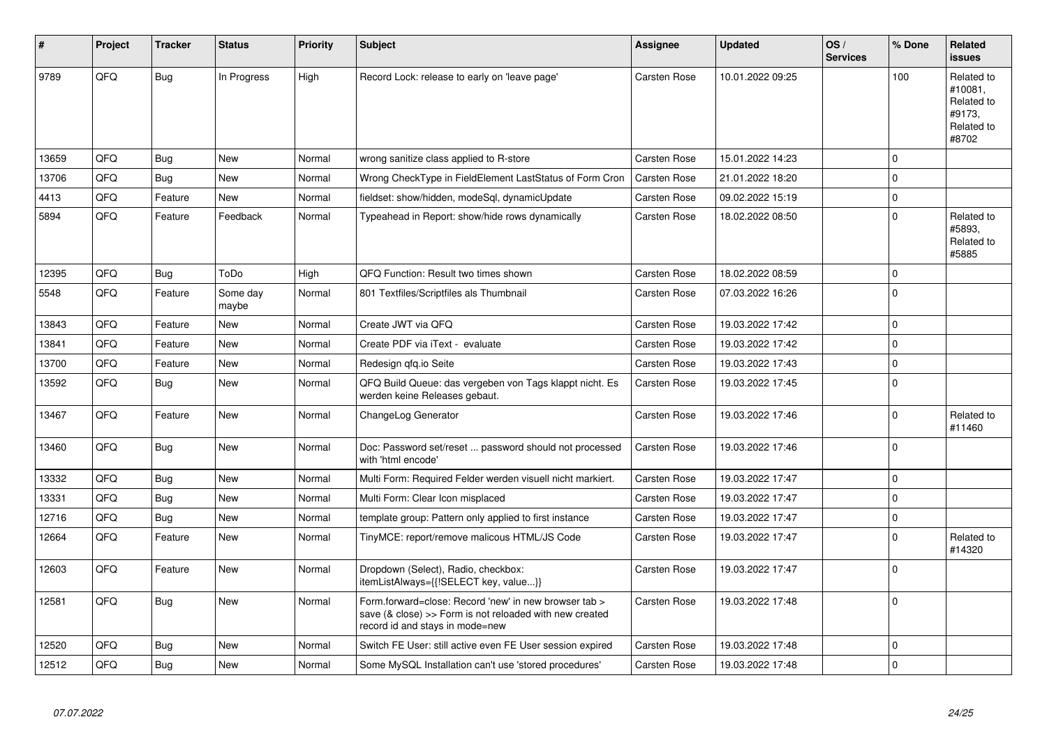| # | Project | Tracker | Status | Priority | Subject | Assignee | Updated | OS / Services | % Done | Related issues |
|---|---|---|---|---|---|---|---|---|---|---|
| 9789 | QFQ | Bug | In Progress | High | Record Lock: release to early on 'leave page' | Carsten Rose | 10.01.2022 09:25 | | 100 | Related to #10081, Related to #9173, Related to #8702 |
| 13659 | QFQ | Bug | New | Normal | wrong sanitize class applied to R-store | Carsten Rose | 15.01.2022 14:23 | | 0 | |
| 13706 | QFQ | Bug | New | Normal | Wrong CheckType in FieldElement LastStatus of Form Cron | Carsten Rose | 21.01.2022 18:20 | | 0 | |
| 4413 | QFQ | Feature | New | Normal | fieldset: show/hidden, modeSql, dynamicUpdate | Carsten Rose | 09.02.2022 15:19 | | 0 | |
| 5894 | QFQ | Feature | Feedback | Normal | Typeahead in Report: show/hide rows dynamically | Carsten Rose | 18.02.2022 08:50 | | 0 | Related to #5893, Related to #5885 |
| 12395 | QFQ | Bug | ToDo | High | QFQ Function: Result two times shown | Carsten Rose | 18.02.2022 08:59 | | 0 | |
| 5548 | QFQ | Feature | Some day maybe | Normal | 801 Textfiles/Scriptfiles als Thumbnail | Carsten Rose | 07.03.2022 16:26 | | 0 | |
| 13843 | QFQ | Feature | New | Normal | Create JWT via QFQ | Carsten Rose | 19.03.2022 17:42 | | 0 | |
| 13841 | QFQ | Feature | New | Normal | Create PDF via iText - evaluate | Carsten Rose | 19.03.2022 17:42 | | 0 | |
| 13700 | QFQ | Feature | New | Normal | Redesign qfq.io Seite | Carsten Rose | 19.03.2022 17:43 | | 0 | |
| 13592 | QFQ | Bug | New | Normal | QFQ Build Queue: das vergeben von Tags klappt nicht. Es werden keine Releases gebaut. | Carsten Rose | 19.03.2022 17:45 | | 0 | |
| 13467 | QFQ | Feature | New | Normal | ChangeLog Generator | Carsten Rose | 19.03.2022 17:46 | | 0 | Related to #11460 |
| 13460 | QFQ | Bug | New | Normal | Doc: Password set/reset ... password should not processed with 'html encode' | Carsten Rose | 19.03.2022 17:46 | | 0 | |
| 13332 | QFQ | Bug | New | Normal | Multi Form: Required Felder werden visuell nicht markiert. | Carsten Rose | 19.03.2022 17:47 | | 0 | |
| 13331 | QFQ | Bug | New | Normal | Multi Form: Clear Icon misplaced | Carsten Rose | 19.03.2022 17:47 | | 0 | |
| 12716 | QFQ | Bug | New | Normal | template group: Pattern only applied to first instance | Carsten Rose | 19.03.2022 17:47 | | 0 | |
| 12664 | QFQ | Feature | New | Normal | TinyMCE: report/remove malicous HTML/JS Code | Carsten Rose | 19.03.2022 17:47 | | 0 | Related to #14320 |
| 12603 | QFQ | Feature | New | Normal | Dropdown (Select), Radio, checkbox: itemListAlways={{!SELECT key, value...}} | Carsten Rose | 19.03.2022 17:47 | | 0 | |
| 12581 | QFQ | Bug | New | Normal | Form.forward=close: Record 'new' in new browser tab > save (& close) >> Form is not reloaded with new created record id and stays in mode=new | Carsten Rose | 19.03.2022 17:48 | | 0 | |
| 12520 | QFQ | Bug | New | Normal | Switch FE User: still active even FE User session expired | Carsten Rose | 19.03.2022 17:48 | | 0 | |
| 12512 | QFQ | Bug | New | Normal | Some MySQL Installation can't use 'stored procedures' | Carsten Rose | 19.03.2022 17:48 | | 0 | |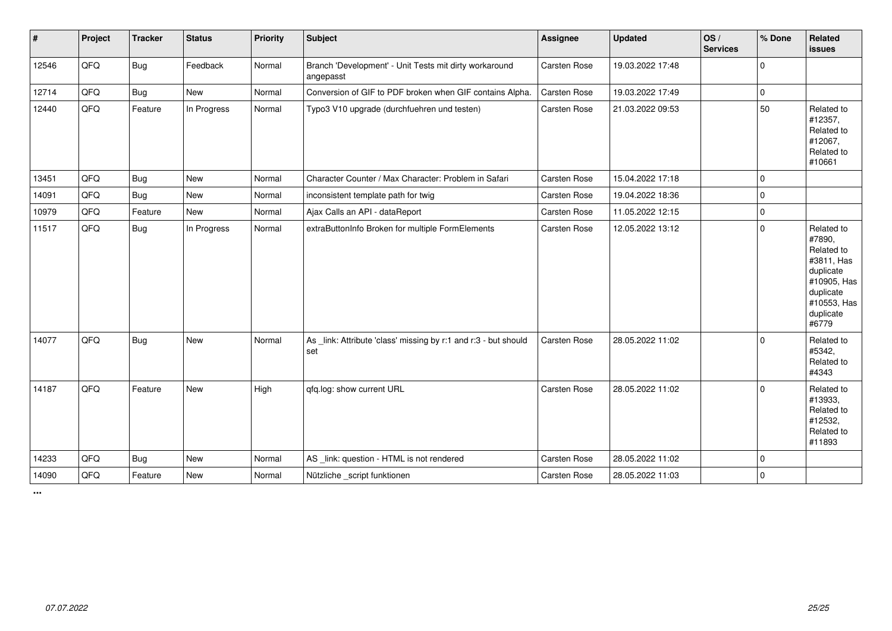| # | Project | Tracker | Status | Priority | Subject | Assignee | Updated | OS / Services | % Done | Related issues |
|---|---|---|---|---|---|---|---|---|---|---|
| 12546 | QFQ | Bug | Feedback | Normal | Branch 'Development' - Unit Tests mit dirty workaround angepasst | Carsten Rose | 19.03.2022 17:48 | | 0 | |
| 12714 | QFQ | Bug | New | Normal | Conversion of GIF to PDF broken when GIF contains Alpha. | Carsten Rose | 19.03.2022 17:49 | | 0 | |
| 12440 | QFQ | Feature | In Progress | Normal | Typo3 V10 upgrade (durchfuehren und testen) | Carsten Rose | 21.03.2022 09:53 | | 50 | Related to #12357, Related to #12067, Related to #10661 |
| 13451 | QFQ | Bug | New | Normal | Character Counter / Max Character: Problem in Safari | Carsten Rose | 15.04.2022 17:18 | | 0 | |
| 14091 | QFQ | Bug | New | Normal | inconsistent template path for twig | Carsten Rose | 19.04.2022 18:36 | | 0 | |
| 10979 | QFQ | Feature | New | Normal | Ajax Calls an API - dataReport | Carsten Rose | 11.05.2022 12:15 | | 0 | |
| 11517 | QFQ | Bug | In Progress | Normal | extraButtonInfo Broken for multiple FormElements | Carsten Rose | 12.05.2022 13:12 | | 0 | Related to #7890, Related to #3811, Has duplicate #10905, Has duplicate #10553, Has duplicate #6779 |
| 14077 | QFQ | Bug | New | Normal | As _link: Attribute 'class' missing by r:1 and r:3 - but should set | Carsten Rose | 28.05.2022 11:02 | | 0 | Related to #5342, Related to #4343 |
| 14187 | QFQ | Feature | New | High | qfq.log: show current URL | Carsten Rose | 28.05.2022 11:02 | | 0 | Related to #13933, Related to #12532, Related to #11893 |
| 14233 | QFQ | Bug | New | Normal | AS _link: question - HTML is not rendered | Carsten Rose | 28.05.2022 11:02 | | 0 | |
| 14090 | QFQ | Feature | New | Normal | Nützliche _script funktionen | Carsten Rose | 28.05.2022 11:03 | | 0 | |

...